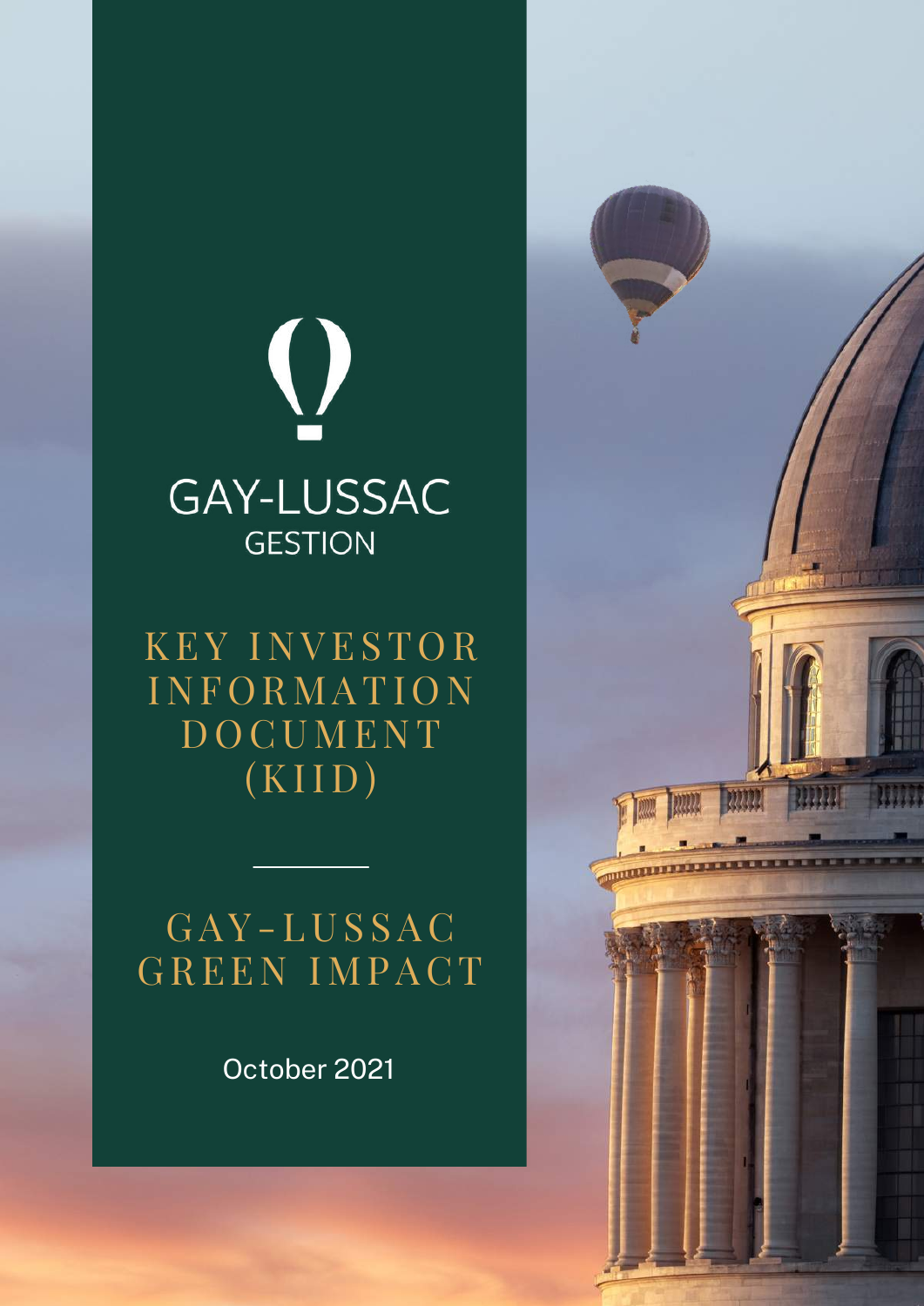GAY-LUSSAC
GESTION

# KEY INVESTOR INFORMATION DOCUMENT (KIID)

## GAY-LUSSAC GREEN IMPACT

October 2021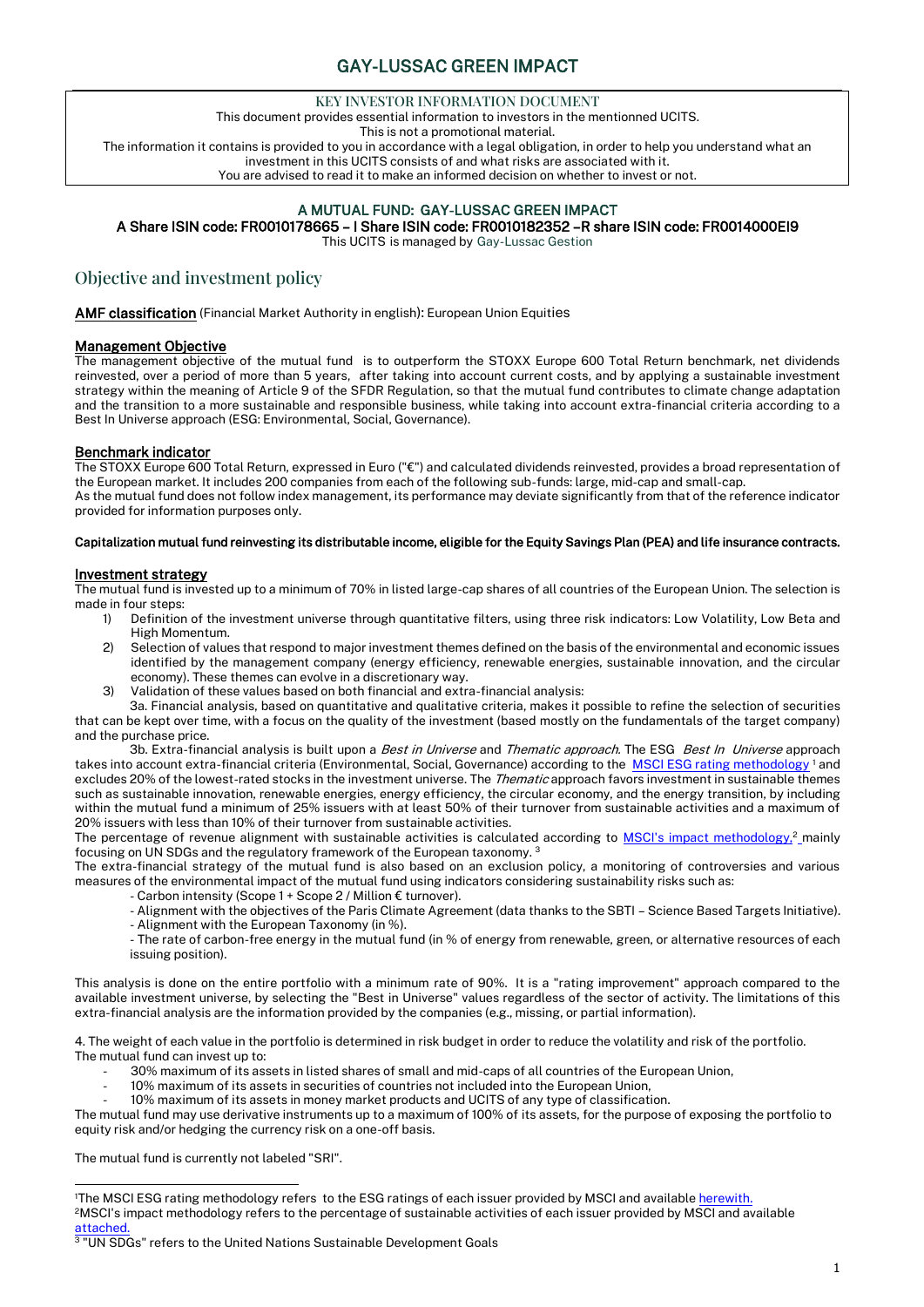# GAY-LUSSAC GREEN IMPACT

KEY INVESTOR INFORMATION DOCUMENT

This document provides essential information to investors in the mentionned UCITS.

This is not a promotional material.

The information it contains is provided to you in accordance with a legal obligation, in order to help you understand what an investment in this UCITS consists of and what risks are associated with it.

You are advised to read it to make an informed decision on whether to invest or not.

**A MUTUAL FUND: GAY-LUSSAC GREEN IMPACT**

**A Share ISIN code: FR0010178665 – I Share ISIN code: FR0010182352 –R share ISIN code: FR0014000EI9**

This UCITS is managed by Gay-Lussac Gestion

## Objective and investment policy

**AMF classification** (Financial Market Authority in english): European Union Equities

### Management Objective

The management objective of the mutual fund is to outperform the STOXX Europe 600 Total Return benchmark, net dividends reinvested, over a period of more than 5 years, after taking into account current costs, and by applying a sustainable investment strategy within the meaning of Article 9 of the SFDR Regulation, so that the mutual fund contributes to climate change adaptation and the transition to a more sustainable and responsible business, while taking into account extra-financial criteria according to a Best In Universe approach (ESG: Environmental, Social, Governance).

### Benchmark indicator

The STOXX Europe 600 Total Return, expressed in Euro ("€") and calculated dividends reinvested, provides a broad representation of the European market. It includes 200 companies from each of the following sub-funds: large, mid-cap and small-cap.

As the mutual fund does not follow index management, its performance may deviate significantly from that of the reference indicator provided for information purposes only.

**Capitalization mutual fund reinvesting its distributable income, eligible for the Equity Savings Plan (PEA) and life insurance contracts.**

### Investment strategy

The mutual fund is invested up to a minimum of 70% in listed large-cap shares of all countries of the European Union. The selection is made in four steps:

1) Definition of the investment universe through quantitative filters, using three risk indicators: Low Volatility, Low Beta and High Momentum.
2) Selection of values that respond to major investment themes defined on the basis of the environmental and economic issues identified by the management company (energy efficiency, renewable energies, sustainable innovation, and the circular economy). These themes can evolve in a discretionary way.
3) Validation of these values based on both financial and extra-financial analysis:

3a. Financial analysis, based on quantitative and qualitative criteria, makes it possible to refine the selection of securities that can be kept over time, with a focus on the quality of the investment (based mostly on the fundamentals of the target company) and the purchase price.

3b. Extra-financial analysis is built upon a *Best in Universe* and *Thematic approach*. The ESG *Best In Universe* approach takes into account extra-financial criteria (Environmental, Social, Governance) according to the MSCI ESG rating methodology [1] and excludes 20% of the lowest-rated stocks in the investment universe. The *Thematic* approach favors investment in sustainable themes such as sustainable innovation, renewable energies, energy efficiency, the circular economy, and the energy transition, by including within the mutual fund a minimum of 25% issuers with at least 50% of their turnover from sustainable activities and a maximum of 20% issuers with less than 10% of their turnover from sustainable activities.

The percentage of revenue alignment with sustainable activities is calculated according to MSCI's impact methodology,[2] mainly focusing on UN SDGs and the regulatory framework of the European taxonomy. [3]

The extra-financial strategy of the mutual fund is also based on an exclusion policy, a monitoring of controversies and various measures of the environmental impact of the mutual fund using indicators considering sustainability risks such as:

- Carbon intensity (Scope 1 + Scope 2 / Million € turnover).
- Alignment with the objectives of the Paris Climate Agreement (data thanks to the SBTI – Science Based Targets Initiative).
- Alignment with the European Taxonomy (in %).
- The rate of carbon-free energy in the mutual fund (in % of energy from renewable, green, or alternative resources of each issuing position).

This analysis is done on the entire portfolio with a minimum rate of 90%. It is a "rating improvement" approach compared to the available investment universe, by selecting the "Best in Universe" values regardless of the sector of activity. The limitations of this extra-financial analysis are the information provided by the companies (e.g., missing, or partial information).

4. The weight of each value in the portfolio is determined in risk budget in order to reduce the volatility and risk of the portfolio.

The mutual fund can invest up to:

- 30% maximum of its assets in listed shares of small and mid-caps of all countries of the European Union,
- 10% maximum of its assets in securities of countries not included into the European Union,
- 10% maximum of its assets in money market products and UCITS of any type of classification.

The mutual fund may use derivative instruments up to a maximum of 100% of its assets, for the purpose of exposing the portfolio to equity risk and/or hedging the currency risk on a one-off basis.

The mutual fund is currently not labeled "SRI".

---

[1] The MSCI ESG rating methodology refers to the ESG ratings of each issuer provided by MSCI and available herewith.

[2] MSCI's impact methodology refers to the percentage of sustainable activities of each issuer provided by MSCI and available attached.

[3] "UN SDGs" refers to the United Nations Sustainable Development Goals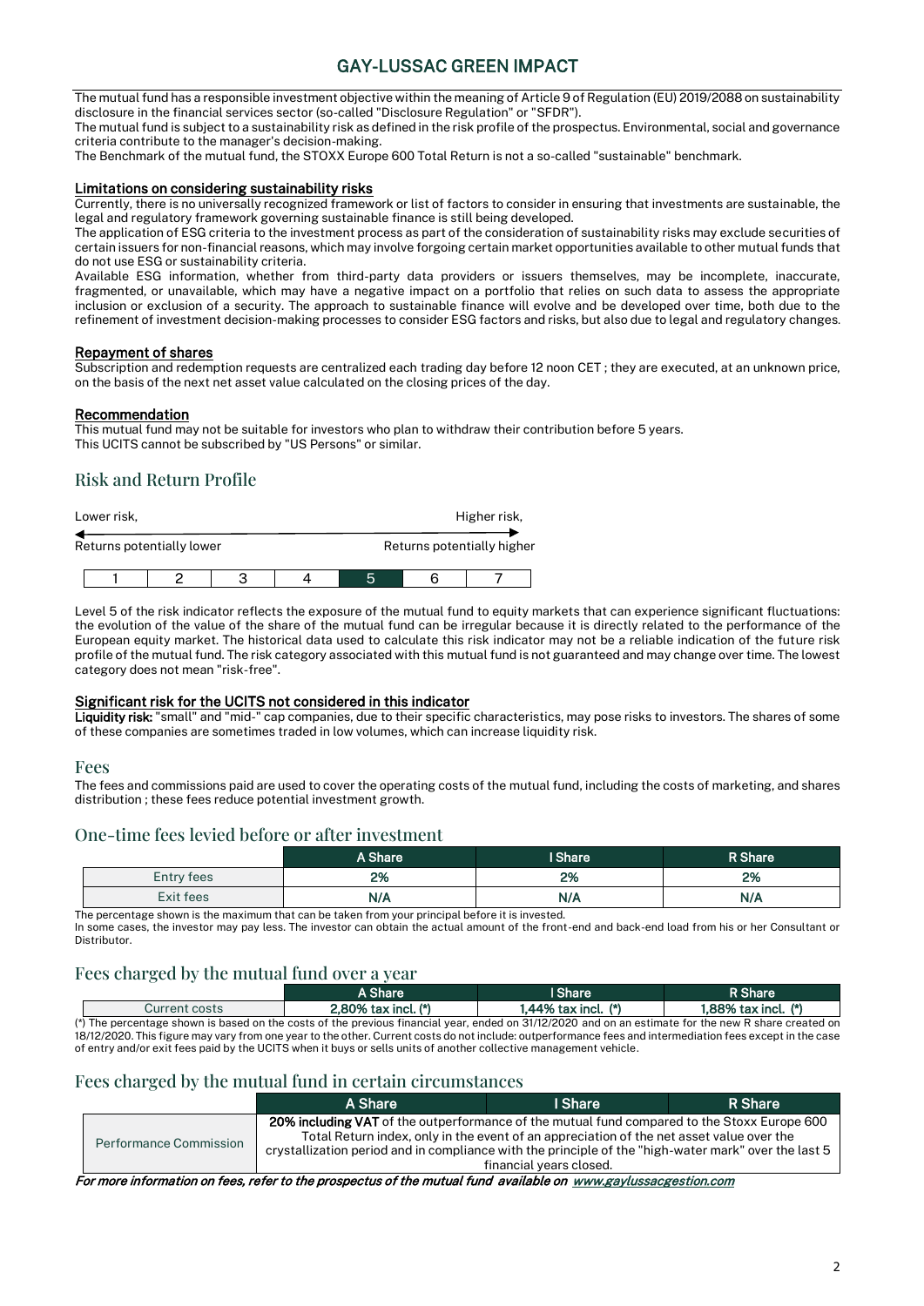# GAY-LUSSAC GREEN IMPACT

The mutual fund has a responsible investment objective within the meaning of Article 9 of Regulation (EU) 2019/2088 on sustainability disclosure in the financial services sector (so-called "Disclosure Regulation" or "SFDR").

The mutual fund is subject to a sustainability risk as defined in the risk profile of the prospectus. Environmental, social and governance criteria contribute to the manager's decision-making.

The Benchmark of the mutual fund, the STOXX Europe 600 Total Return is not a so-called "sustainable" benchmark.

### Limitations on considering sustainability risks

Currently, there is no universally recognized framework or list of factors to consider in ensuring that investments are sustainable, the legal and regulatory framework governing sustainable finance is still being developed.

The application of ESG criteria to the investment process as part of the consideration of sustainability risks may exclude securities of certain issuers for non-financial reasons, which may involve forgoing certain market opportunities available to other mutual funds that do not use ESG or sustainability criteria.

Available ESG information, whether from third-party data providers or issuers themselves, may be incomplete, inaccurate, fragmented, or unavailable, which may have a negative impact on a portfolio that relies on such data to assess the appropriate inclusion or exclusion of a security. The approach to sustainable finance will evolve and be developed over time, both due to the refinement of investment decision-making processes to consider ESG factors and risks, but also due to legal and regulatory changes.

### Repayment of shares

Subscription and redemption requests are centralized each trading day before 12 noon CET ; they are executed, at an unknown price, on the basis of the next net asset value calculated on the closing prices of the day.

### Recommendation

This mutual fund may not be suitable for investors who plan to withdraw their contribution before 5 years.

This UCITS cannot be subscribed by "US Persons" or similar.

## Risk and Return Profile

Lower risk, Returns potentially lower ← → Higher risk, Returns potentially higher

| 1 | 2 | 3 | 4 | **5** | 6 | 7 |
|---|---|---|---|---|---|---|

Level 5 of the risk indicator reflects the exposure of the mutual fund to equity markets that can experience significant fluctuations: the evolution of the value of the share of the mutual fund can be irregular because it is directly related to the performance of the European equity market. The historical data used to calculate this risk indicator may not be a reliable indication of the future risk profile of the mutual fund. The risk category associated with this mutual fund is not guaranteed and may change over time. The lowest category does not mean "risk-free".

### Significant risk for the UCITS not considered in this indicator

**Liquidity risk:** "small" and "mid-" cap companies, due to their specific characteristics, may pose risks to investors. The shares of some of these companies are sometimes traded in low volumes, which can increase liquidity risk.

## Fees

The fees and commissions paid are used to cover the operating costs of the mutual fund, including the costs of marketing, and shares distribution ; these fees reduce potential investment growth.

## One-time fees levied before or after investment

| | A Share | I Share | R Share |
|---|---|---|---|
| Entry fees | **2%** | **2%** | **2%** |
| Exit fees | **N/A** | **N/A** | **N/A** |

The percentage shown is the maximum that can be taken from your principal before it is invested.

In some cases, the investor may pay less. The investor can obtain the actual amount of the front-end and back-end load from his or her Consultant or Distributor.

## Fees charged by the mutual fund over a year

| | A Share | I Share | R Share |
|---|---|---|---|
| Current costs | **2,80% tax incl. (*)** | **1,44% tax incl. (*)** | **1,88% tax incl. (*)** |

(*) The percentage shown is based on the costs of the previous financial year, ended on 31/12/2020 and on an estimate for the new R share created on 18/12/2020. This figure may vary from one year to the other. Current costs do not include: outperformance fees and intermediation fees except in the case of entry and/or exit fees paid by the UCITS when it buys or sells units of another collective management vehicle.

## Fees charged by the mutual fund in certain circumstances

| | A Share | I Share | R Share |
|---|---|---|---|
| Performance Commission | **20% including VAT** of the outperformance of the mutual fund compared to the Stoxx Europe 600 Total Return index, only in the event of an appreciation of the net asset value over the crystallization period and in compliance with the principle of the "high-water mark" over the last 5 financial years closed. | | |

***For more information on fees, refer to the prospectus of the mutual fund available on www.gaylussacgestion.com***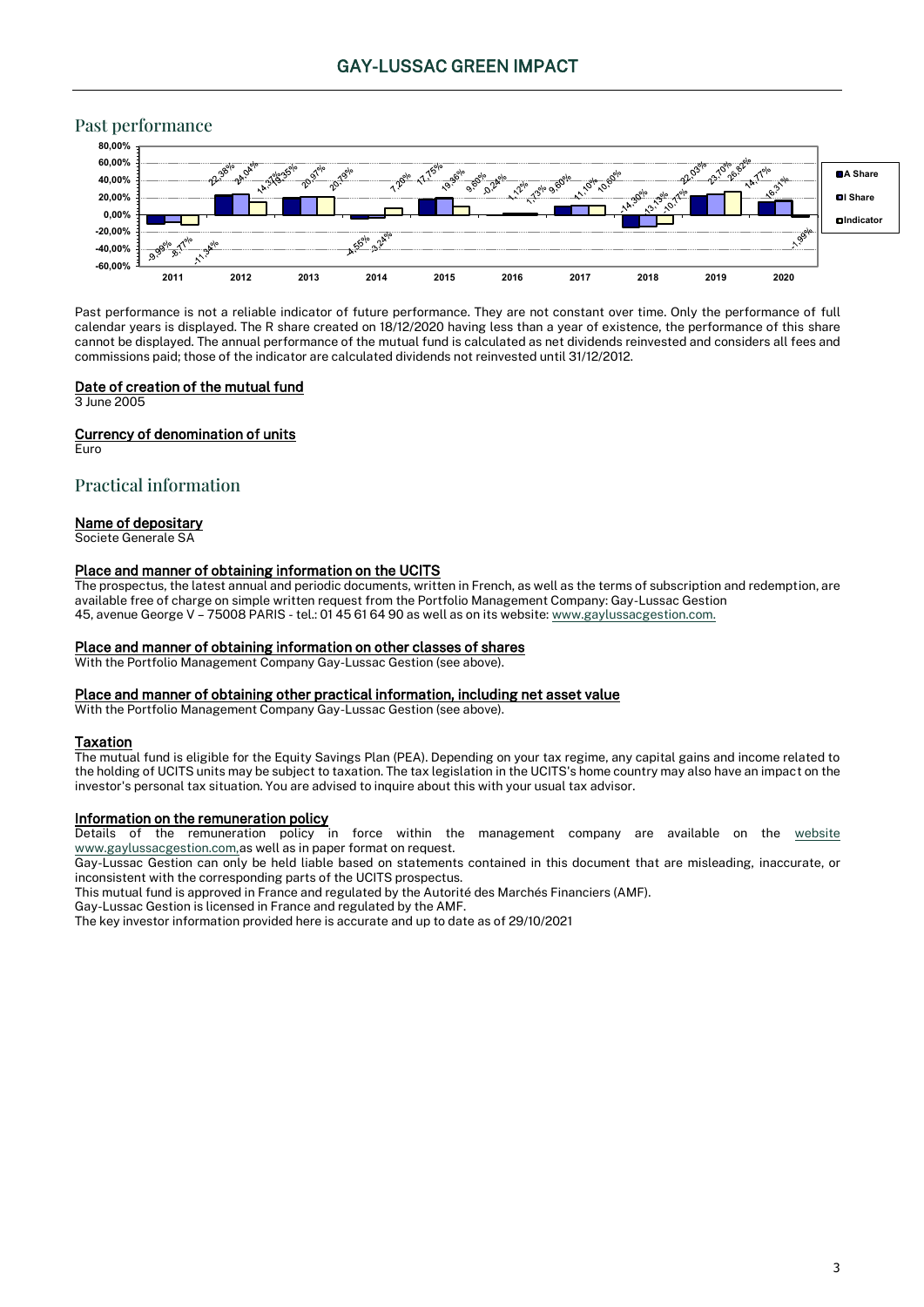## Past performance

| Year | A Share | I Share | Indicator |
|---|---|---|---|
| 2011 | -9,99% | -8,77% | -11,34% |
| 2012 | 22,38% | 24,04% | 14,37% |
| 2013 | 19,35% | 20,97% | 20,79% |
| 2014 | -4,55% | -3,24% | 7,20% |
| 2015 | 17,75% | 19,36% | 9,60% |
| 2016 | -0,24% | 1,12% | 1,73% |
| 2017 | 9,60% | 11,10% | 10,60% |
| 2018 | -14,30% | -13,13% | -10,77% |
| 2019 | 22,03% | 23,70% | 26,82% |
| 2020 | 14,77% | 16,31% | -1,99% |

Past performance is not a reliable indicator of future performance. They are not constant over time. Only the performance of full calendar years is displayed. The R share created on 18/12/2020 having less than a year of existence, the performance of this share cannot be displayed. The annual performance of the mutual fund is calculated as net dividends reinvested and considers all fees and commissions paid; those of the indicator are calculated dividends not reinvested until 31/12/2012.

### Date of creation of the mutual fund

3 June 2005

### Currency of denomination of units

Euro

## Practical information

### Name of depositary

Societe Generale SA

### Place and manner of obtaining information on the UCITS

The prospectus, the latest annual and periodic documents, written in French, as well as the terms of subscription and redemption, are available free of charge on simple written request from the Portfolio Management Company: Gay-Lussac Gestion
45, avenue George V – 75008 PARIS - tel.: 01 45 61 64 90 as well as on its website: www.gaylussacgestion.com.

### Place and manner of obtaining information on other classes of shares

With the Portfolio Management Company Gay-Lussac Gestion (see above).

### Place and manner of obtaining other practical information, including net asset value

With the Portfolio Management Company Gay-Lussac Gestion (see above).

### Taxation

The mutual fund is eligible for the Equity Savings Plan (PEA). Depending on your tax regime, any capital gains and income related to the holding of UCITS units may be subject to taxation. The tax legislation in the UCITS's home country may also have an impact on the investor's personal tax situation. You are advised to inquire about this with your usual tax advisor.

### Information on the remuneration policy

Details of the remuneration policy in force within the management company are available on the website www.gaylussacgestion.com, as well as in paper format on request.

Gay-Lussac Gestion can only be held liable based on statements contained in this document that are misleading, inaccurate, or inconsistent with the corresponding parts of the UCITS prospectus.

This mutual fund is approved in France and regulated by the Autorité des Marchés Financiers (AMF).

Gay-Lussac Gestion is licensed in France and regulated by the AMF.

The key investor information provided here is accurate and up to date as of 29/10/2021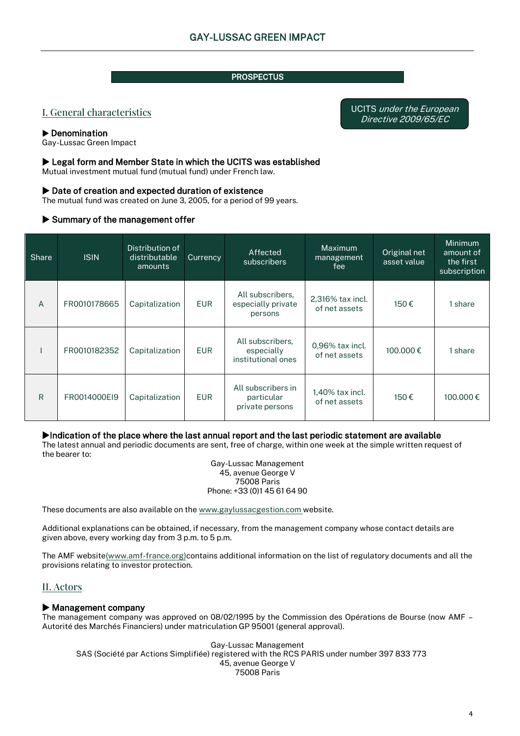# GAY-LUSSAC GREEN IMPACT

**PROSPECTUS**

## I. General characteristics

UCITS *under the European Directive 2009/65/EC*

### ▶ Denomination
Gay-Lussac Green Impact

### ▶ Legal form and Member State in which the UCITS was established
Mutual investment mutual fund (mutual fund) under French law.

### ▶ Date of creation and expected duration of existence
The mutual fund was created on June 3, 2005, for a period of 99 years.

### ▶ Summary of the management offer

| Share | ISIN | Distribution of distributable amounts | Currency | Affected subscribers | Maximum management fee | Original net asset value | Minimum amount of the first subscription |
|---|---|---|---|---|---|---|---|
| A | FR0010178665 | Capitalization | EUR | All subscribers, especially private persons | 2,316% tax incl. of net assets | 150 € | 1 share |
| I | FR0010182352 | Capitalization | EUR | All subscribers, especially institutional ones | 0,96% tax incl. of net assets | 100.000 € | 1 share |
| R | FR0014000EI9 | Capitalization | EUR | All subscribers in particular private persons | 1,40% tax incl. of net assets | 150 € | 100.000 € |

### ▶Indication of the place where the last annual report and the last periodic statement are available
The latest annual and periodic documents are sent, free of charge, within one week at the simple written request of the bearer to:

Gay-Lussac Management
45, avenue George V
75008 Paris
Phone: +33 (0)1 45 61 64 90

These documents are also available on the www.gaylussacgestion.com website.

Additional explanations can be obtained, if necessary, from the management company whose contact details are given above, every working day from 3 p.m. to 5 p.m.

The AMF website(www.amf-france.org)contains additional information on the list of regulatory documents and all the provisions relating to investor protection.

## II. Actors

### ▶ Management company
The management company was approved on 08/02/1995 by the Commission des Opérations de Bourse (now AMF – Autorité des Marchés Financiers) under matriculation GP 95001 (general approval).

Gay-Lussac Management
SAS (Société par Actions Simplifiée) registered with the RCS PARIS under number 397 833 773
45, avenue George V
75008 Paris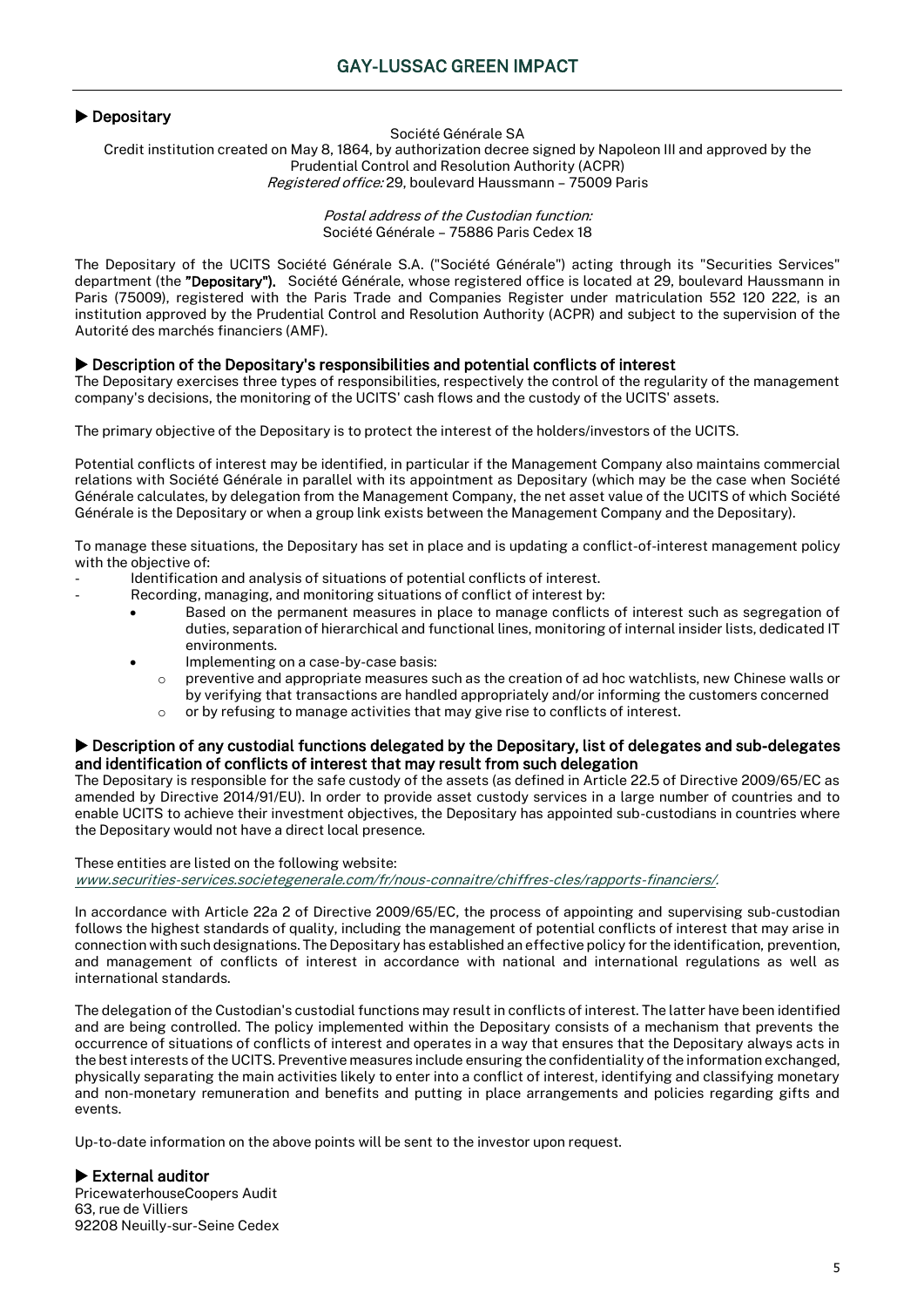## ▶ Depositary

Société Générale SA
Credit institution created on May 8, 1864, by authorization decree signed by Napoleon III and approved by the Prudential Control and Resolution Authority (ACPR)
*Registered office:* 29, boulevard Haussmann – 75009 Paris

*Postal address of the Custodian function:*
Société Générale – 75886 Paris Cedex 18

The Depositary of the UCITS Société Générale S.A. ("Société Générale") acting through its "Securities Services" department (the **"Depositary").** Société Générale, whose registered office is located at 29, boulevard Haussmann in Paris (75009), registered with the Paris Trade and Companies Register under matriculation 552 120 222, is an institution approved by the Prudential Control and Resolution Authority (ACPR) and subject to the supervision of the Autorité des marchés financiers (AMF).

## ▶ Description of the Depositary's responsibilities and potential conflicts of interest

The Depositary exercises three types of responsibilities, respectively the control of the regularity of the management company's decisions, the monitoring of the UCITS' cash flows and the custody of the UCITS' assets.

The primary objective of the Depositary is to protect the interest of the holders/investors of the UCITS.

Potential conflicts of interest may be identified, in particular if the Management Company also maintains commercial relations with Société Générale in parallel with its appointment as Depositary (which may be the case when Société Générale calculates, by delegation from the Management Company, the net asset value of the UCITS of which Société Générale is the Depositary or when a group link exists between the Management Company and the Depositary).

To manage these situations, the Depositary has set in place and is updating a conflict-of-interest management policy with the objective of:

- Identification and analysis of situations of potential conflicts of interest.
- Recording, managing, and monitoring situations of conflict of interest by:
  - Based on the permanent measures in place to manage conflicts of interest such as segregation of duties, separation of hierarchical and functional lines, monitoring of internal insider lists, dedicated IT environments.
  - Implementing on a case-by-case basis:
    - preventive and appropriate measures such as the creation of ad hoc watchlists, new Chinese walls or by verifying that transactions are handled appropriately and/or informing the customers concerned
    - or by refusing to manage activities that may give rise to conflicts of interest.

## ▶ Description of any custodial functions delegated by the Depositary, list of delegates and sub-delegates and identification of conflicts of interest that may result from such delegation

The Depositary is responsible for the safe custody of the assets (as defined in Article 22.5 of Directive 2009/65/EC as amended by Directive 2014/91/EU). In order to provide asset custody services in a large number of countries and to enable UCITS to achieve their investment objectives, the Depositary has appointed sub-custodians in countries where the Depositary would not have a direct local presence.

These entities are listed on the following website:
*www.securities-services.societegenerale.com/fr/nous-connaitre/chiffres-cles/rapports-financiers/*.

In accordance with Article 22a 2 of Directive 2009/65/EC, the process of appointing and supervising sub-custodian follows the highest standards of quality, including the management of potential conflicts of interest that may arise in connection with such designations. The Depositary has established an effective policy for the identification, prevention, and management of conflicts of interest in accordance with national and international regulations as well as international standards.

The delegation of the Custodian's custodial functions may result in conflicts of interest. The latter have been identified and are being controlled. The policy implemented within the Depositary consists of a mechanism that prevents the occurrence of situations of conflicts of interest and operates in a way that ensures that the Depositary always acts in the best interests of the UCITS. Preventive measures include ensuring the confidentiality of the information exchanged, physically separating the main activities likely to enter into a conflict of interest, identifying and classifying monetary and non-monetary remuneration and benefits and putting in place arrangements and policies regarding gifts and events.

Up-to-date information on the above points will be sent to the investor upon request.

## ▶ External auditor

PricewaterhouseCoopers Audit
63, rue de Villiers
92208 Neuilly-sur-Seine Cedex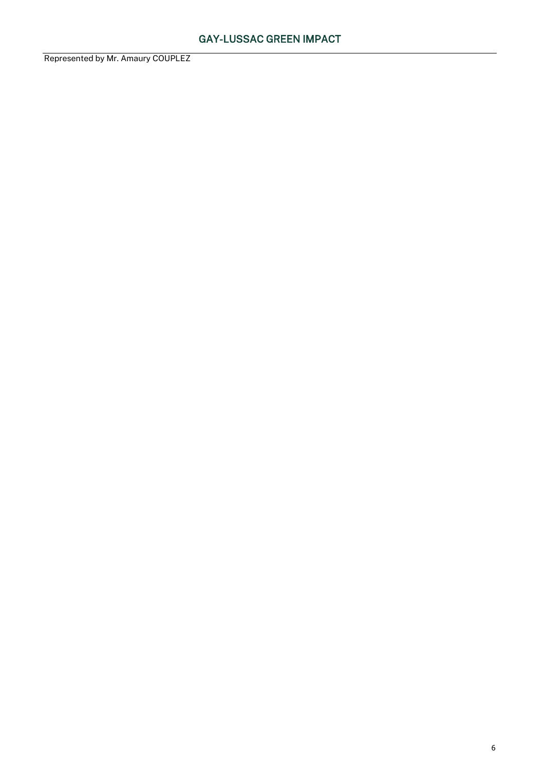## GAY-LUSSAC GREEN IMPACT

Represented by Mr. Amaury COUPLEZ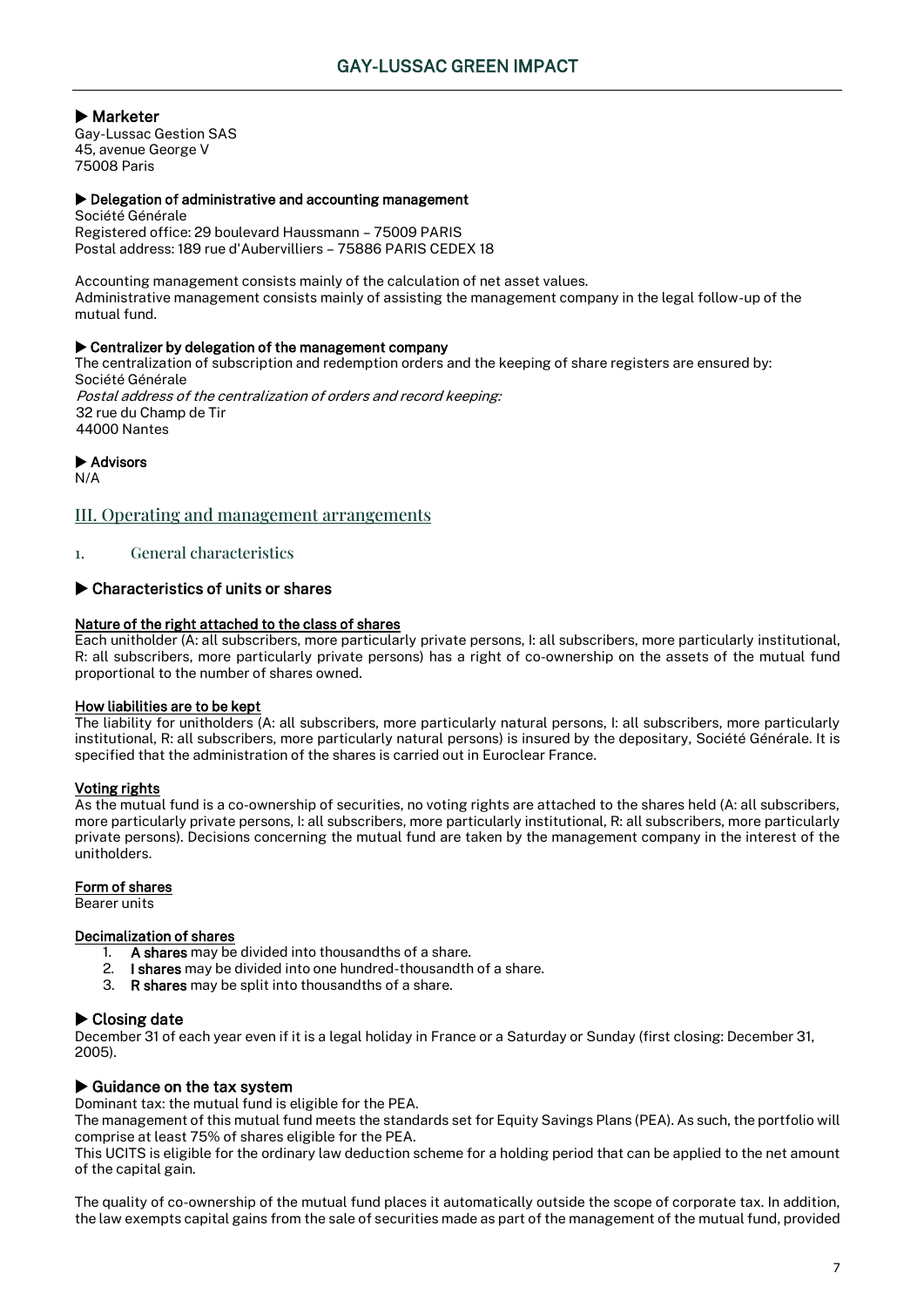### ▶ Marketer

Gay-Lussac Gestion SAS
45, avenue George V
75008 Paris

#### ▶ Delegation of administrative and accounting management

Société Générale
Registered office: 29 boulevard Haussmann – 75009 PARIS
Postal address: 189 rue d'Aubervilliers – 75886 PARIS CEDEX 18

Accounting management consists mainly of the calculation of net asset values.
Administrative management consists mainly of assisting the management company in the legal follow-up of the mutual fund.

#### ▶ Centralizer by delegation of the management company

The centralization of subscription and redemption orders and the keeping of share registers are ensured by:
Société Générale
*Postal address of the centralization of orders and record keeping:*
32 rue du Champ de Tir
44000 Nantes

#### ▶ Advisors

N/A

## III. Operating and management arrangements

### 1. General characteristics

### ▶ Characteristics of units or shares

**Nature of the right attached to the class of shares**

Each unitholder (A: all subscribers, more particularly private persons, I: all subscribers, more particularly institutional, R: all subscribers, more particularly private persons) has a right of co-ownership on the assets of the mutual fund proportional to the number of shares owned.

**How liabilities are to be kept**

The liability for unitholders (A: all subscribers, more particularly natural persons, I: all subscribers, more particularly institutional, R: all subscribers, more particularly natural persons) is insured by the depositary, Société Générale. It is specified that the administration of the shares is carried out in Euroclear France.

**Voting rights**

As the mutual fund is a co-ownership of securities, no voting rights are attached to the shares held (A: all subscribers, more particularly private persons, I: all subscribers, more particularly institutional, R: all subscribers, more particularly private persons). Decisions concerning the mutual fund are taken by the management company in the interest of the unitholders.

**Form of shares**

Bearer units

**Decimalization of shares**

1. **A shares** may be divided into thousandths of a share.
2. **I shares** may be divided into one hundred-thousandth of a share.
3. **R shares** may be split into thousandths of a share.

### ▶ Closing date

December 31 of each year even if it is a legal holiday in France or a Saturday or Sunday (first closing: December 31, 2005).

### ▶ Guidance on the tax system

Dominant tax: the mutual fund is eligible for the PEA.
The management of this mutual fund meets the standards set for Equity Savings Plans (PEA). As such, the portfolio will comprise at least 75% of shares eligible for the PEA.
This UCITS is eligible for the ordinary law deduction scheme for a holding period that can be applied to the net amount of the capital gain.

The quality of co-ownership of the mutual fund places it automatically outside the scope of corporate tax. In addition, the law exempts capital gains from the sale of securities made as part of the management of the mutual fund, provided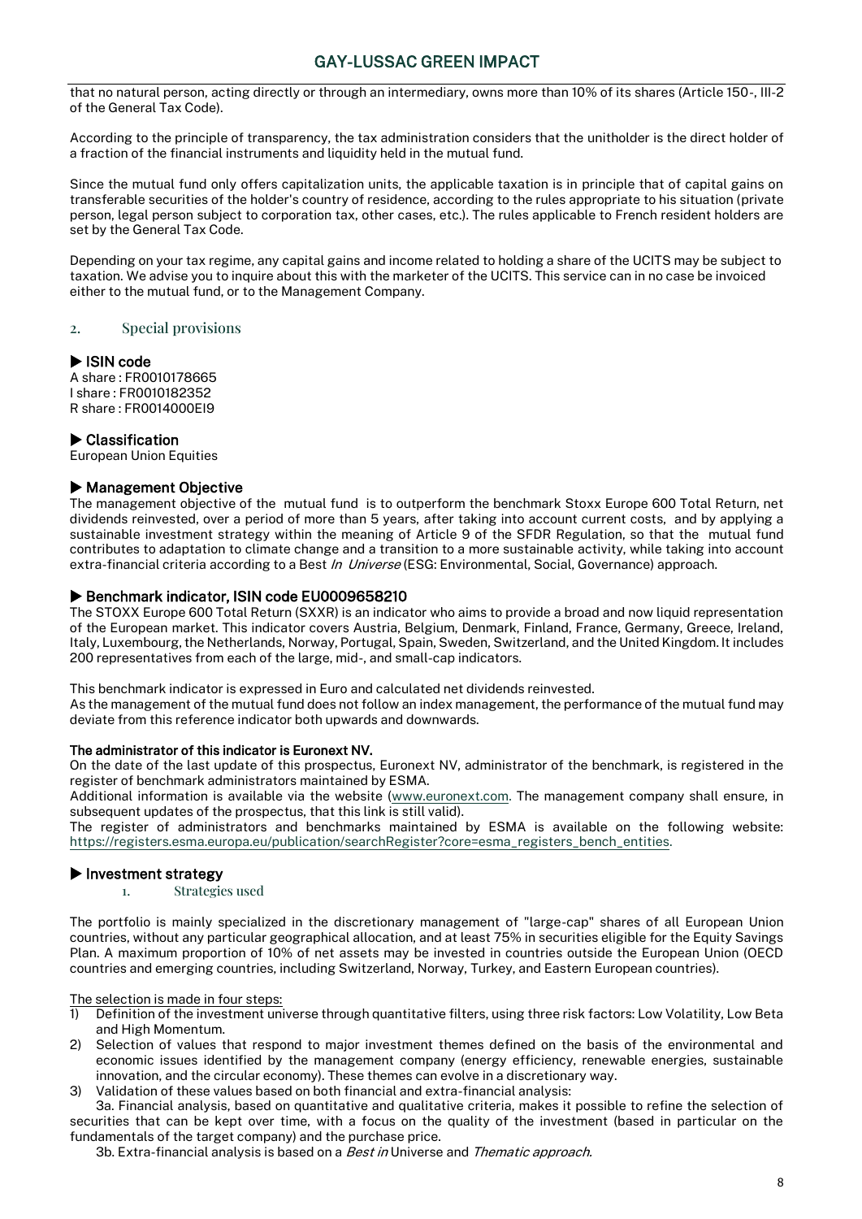that no natural person, acting directly or through an intermediary, owns more than 10% of its shares (Article 150-, III-2 of the General Tax Code).

According to the principle of transparency, the tax administration considers that the unitholder is the direct holder of a fraction of the financial instruments and liquidity held in the mutual fund.

Since the mutual fund only offers capitalization units, the applicable taxation is in principle that of capital gains on transferable securities of the holder's country of residence, according to the rules appropriate to his situation (private person, legal person subject to corporation tax, other cases, etc.). The rules applicable to French resident holders are set by the General Tax Code.

Depending on your tax regime, any capital gains and income related to holding a share of the UCITS may be subject to taxation. We advise you to inquire about this with the marketer of the UCITS. This service can in no case be invoiced either to the mutual fund, or to the Management Company.

## 2. Special provisions

### ▶ ISIN code

A share : FR0010178665
I share : FR0010182352
R share : FR0014000EI9

### ▶ Classification

European Union Equities

### ▶ Management Objective

The management objective of the mutual fund is to outperform the benchmark Stoxx Europe 600 Total Return, net dividends reinvested, over a period of more than 5 years, after taking into account current costs, and by applying a sustainable investment strategy within the meaning of Article 9 of the SFDR Regulation, so that the mutual fund contributes to adaptation to climate change and a transition to a more sustainable activity, while taking into account extra-financial criteria according to a Best *In Universe* (ESG: Environmental, Social, Governance) approach.

### ▶ Benchmark indicator, ISIN code EU0009658210

The STOXX Europe 600 Total Return (SXXR) is an indicator who aims to provide a broad and now liquid representation of the European market. This indicator covers Austria, Belgium, Denmark, Finland, France, Germany, Greece, Ireland, Italy, Luxembourg, the Netherlands, Norway, Portugal, Spain, Sweden, Switzerland, and the United Kingdom. It includes 200 representatives from each of the large, mid-, and small-cap indicators.

This benchmark indicator is expressed in Euro and calculated net dividends reinvested.
As the management of the mutual fund does not follow an index management, the performance of the mutual fund may deviate from this reference indicator both upwards and downwards.

**The administrator of this indicator is Euronext NV.**

On the date of the last update of this prospectus, Euronext NV, administrator of the benchmark, is registered in the register of benchmark administrators maintained by ESMA.
Additional information is available via the website (www.euronext.com. The management company shall ensure, in subsequent updates of the prospectus, that this link is still valid).
The register of administrators and benchmarks maintained by ESMA is available on the following website: https://registers.esma.europa.eu/publication/searchRegister?core=esma_registers_bench_entities.

### ▶ Investment strategy

#### 1. Strategies used

The portfolio is mainly specialized in the discretionary management of "large-cap" shares of all European Union countries, without any particular geographical allocation, and at least 75% in securities eligible for the Equity Savings Plan. A maximum proportion of 10% of net assets may be invested in countries outside the European Union (OECD countries and emerging countries, including Switzerland, Norway, Turkey, and Eastern European countries).

The selection is made in four steps:

1) Definition of the investment universe through quantitative filters, using three risk factors: Low Volatility, Low Beta and High Momentum.
2) Selection of values that respond to major investment themes defined on the basis of the environmental and economic issues identified by the management company (energy efficiency, renewable energies, sustainable innovation, and the circular economy). These themes can evolve in a discretionary way.
3) Validation of these values based on both financial and extra-financial analysis:

   3a. Financial analysis, based on quantitative and qualitative criteria, makes it possible to refine the selection of securities that can be kept over time, with a focus on the quality of the investment (based in particular on the fundamentals of the target company) and the purchase price.

   3b. Extra-financial analysis is based on a *Best in* Universe and *Thematic approach*.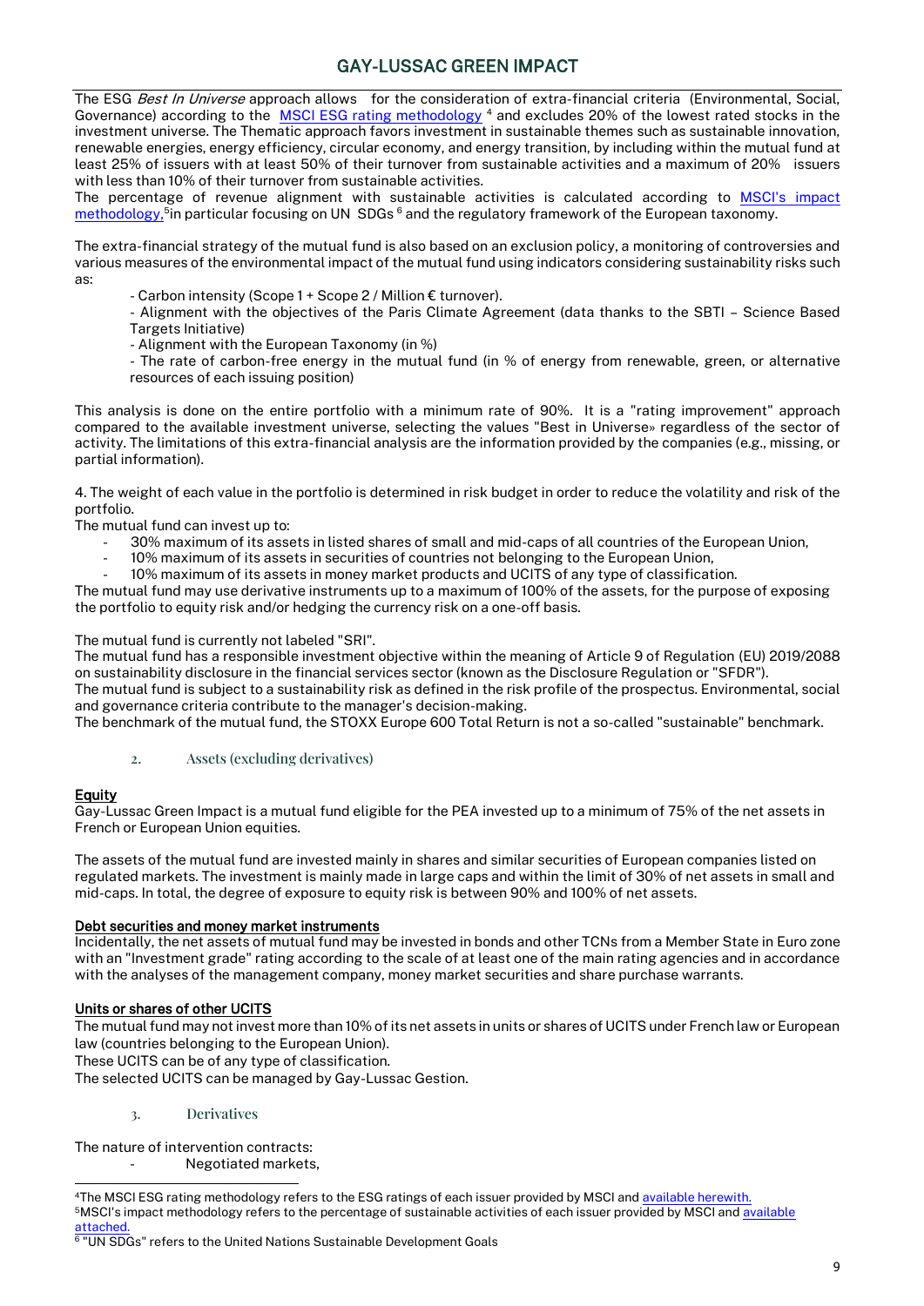The ESG *Best In Universe* approach allows for the consideration of extra-financial criteria (Environmental, Social, Governance) according to the [MSCI ESG rating methodology](#)[4] and excludes 20% of the lowest rated stocks in the investment universe. The Thematic approach favors investment in sustainable themes such as sustainable innovation, renewable energies, energy efficiency, circular economy, and energy transition, by including within the mutual fund at least 25% of issuers with at least 50% of their turnover from sustainable activities and a maximum of 20% issuers with less than 10% of their turnover from sustainable activities.
The percentage of revenue alignment with sustainable activities is calculated according to [MSCI's impact methodology,](#)[5] in particular focusing on UN SDGs[6] and the regulatory framework of the European taxonomy.

The extra-financial strategy of the mutual fund is also based on an exclusion policy, a monitoring of controversies and various measures of the environmental impact of the mutual fund using indicators considering sustainability risks such as:

- Carbon intensity (Scope 1 + Scope 2 / Million € turnover).
- Alignment with the objectives of the Paris Climate Agreement (data thanks to the SBTI – Science Based Targets Initiative)
- Alignment with the European Taxonomy (in %)
- The rate of carbon-free energy in the mutual fund (in % of energy from renewable, green, or alternative resources of each issuing position)

This analysis is done on the entire portfolio with a minimum rate of 90%. It is a "rating improvement" approach compared to the available investment universe, selecting the values "Best in Universe» regardless of the sector of activity. The limitations of this extra-financial analysis are the information provided by the companies (e.g., missing, or partial information).

4. The weight of each value in the portfolio is determined in risk budget in order to reduce the volatility and risk of the portfolio.
The mutual fund can invest up to:

- 30% maximum of its assets in listed shares of small and mid-caps of all countries of the European Union,
- 10% maximum of its assets in securities of countries not belonging to the European Union,
- 10% maximum of its assets in money market products and UCITS of any type of classification.

The mutual fund may use derivative instruments up to a maximum of 100% of the assets, for the purpose of exposing the portfolio to equity risk and/or hedging the currency risk on a one-off basis.

The mutual fund is currently not labeled "SRI".
The mutual fund has a responsible investment objective within the meaning of Article 9 of Regulation (EU) 2019/2088 on sustainability disclosure in the financial services sector (known as the Disclosure Regulation or "SFDR").
The mutual fund is subject to a sustainability risk as defined in the risk profile of the prospectus. Environmental, social and governance criteria contribute to the manager's decision-making.
The benchmark of the mutual fund, the STOXX Europe 600 Total Return is not a so-called "sustainable" benchmark.

## 2. Assets (excluding derivatives)

**Equity**

Gay-Lussac Green Impact is a mutual fund eligible for the PEA invested up to a minimum of 75% of the net assets in French or European Union equities.

The assets of the mutual fund are invested mainly in shares and similar securities of European companies listed on regulated markets. The investment is mainly made in large caps and within the limit of 30% of net assets in small and mid-caps. In total, the degree of exposure to equity risk is between 90% and 100% of net assets.

**Debt securities and money market instruments**

Incidentally, the net assets of mutual fund may be invested in bonds and other TCNs from a Member State in Euro zone with an "Investment grade" rating according to the scale of at least one of the main rating agencies and in accordance with the analyses of the management company, money market securities and share purchase warrants.

**Units or shares of other UCITS**

The mutual fund may not invest more than 10% of its net assets in units or shares of UCITS under French law or European law (countries belonging to the European Union).
These UCITS can be of any type of classification.
The selected UCITS can be managed by Gay-Lussac Gestion.

## 3. Derivatives

The nature of intervention contracts:

- Negotiated markets,

---

[4] The MSCI ESG rating methodology refers to the ESG ratings of each issuer provided by MSCI and [available herewith.](#)
[5] MSCI's impact methodology refers to the percentage of sustainable activities of each issuer provided by MSCI and [available attached.](#)
[6] "UN SDGs" refers to the United Nations Sustainable Development Goals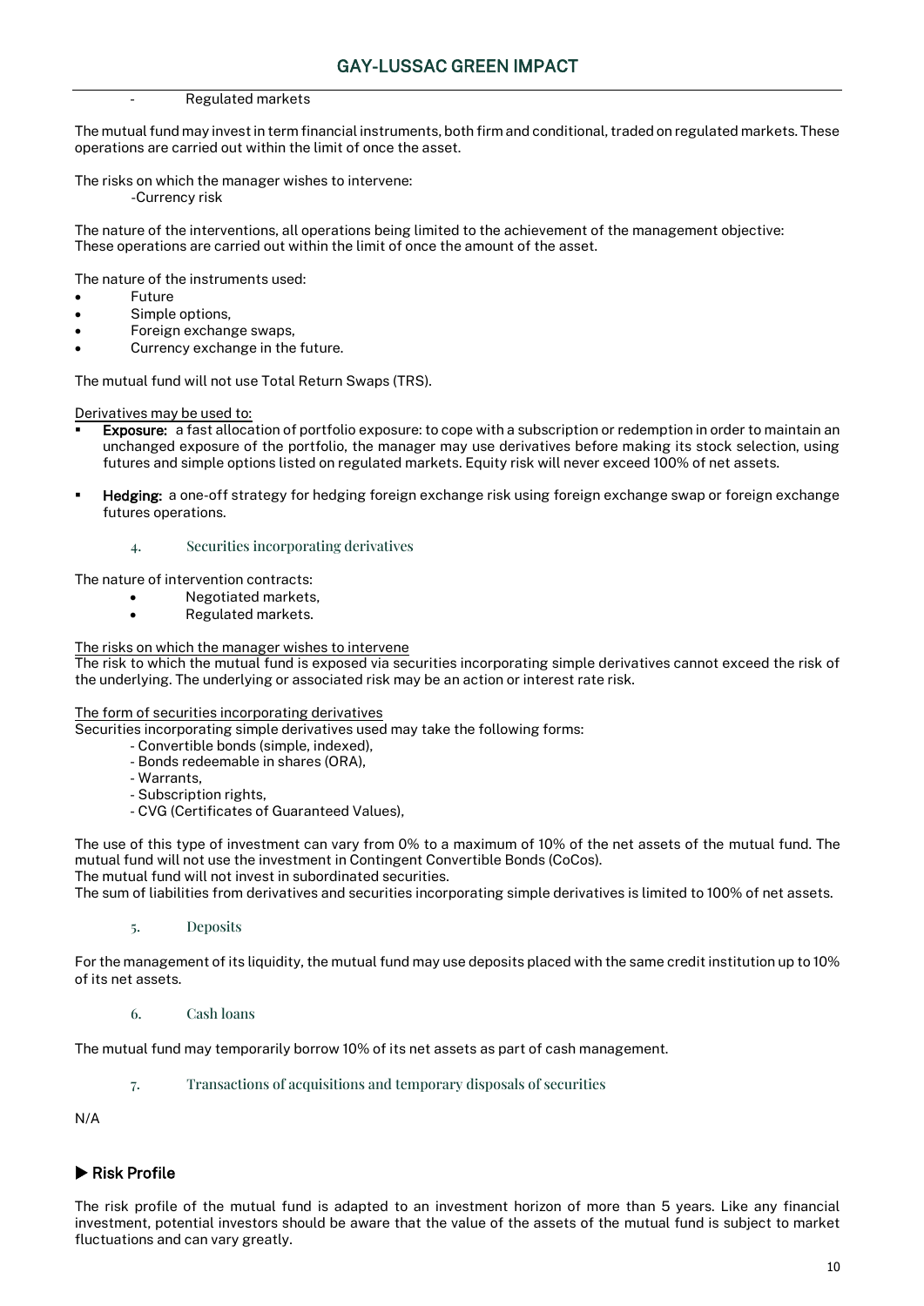- Regulated markets

The mutual fund may invest in term financial instruments, both firm and conditional, traded on regulated markets. These operations are carried out within the limit of once the asset.

The risks on which the manager wishes to intervene:
-Currency risk

The nature of the interventions, all operations being limited to the achievement of the management objective:
These operations are carried out within the limit of once the amount of the asset.

The nature of the instruments used:

- Future
- Simple options,
- Foreign exchange swaps,
- Currency exchange in the future.

The mutual fund will not use Total Return Swaps (TRS).

Derivatives may be used to:

- **Exposure:** a fast allocation of portfolio exposure: to cope with a subscription or redemption in order to maintain an unchanged exposure of the portfolio, the manager may use derivatives before making its stock selection, using futures and simple options listed on regulated markets. Equity risk will never exceed 100% of net assets.
- **Hedging:** a one-off strategy for hedging foreign exchange risk using foreign exchange swap or foreign exchange futures operations.

#### 4. Securities incorporating derivatives

The nature of intervention contracts:

- Negotiated markets,
- Regulated markets.

The risks on which the manager wishes to intervene
The risk to which the mutual fund is exposed via securities incorporating simple derivatives cannot exceed the risk of the underlying. The underlying or associated risk may be an action or interest rate risk.

The form of securities incorporating derivatives
Securities incorporating simple derivatives used may take the following forms:

- Convertible bonds (simple, indexed),
- Bonds redeemable in shares (ORA),
- Warrants,
- Subscription rights,
- CVG (Certificates of Guaranteed Values),

The use of this type of investment can vary from 0% to a maximum of 10% of the net assets of the mutual fund. The mutual fund will not use the investment in Contingent Convertible Bonds (CoCos).
The mutual fund will not invest in subordinated securities.
The sum of liabilities from derivatives and securities incorporating simple derivatives is limited to 100% of net assets.

#### 5. Deposits

For the management of its liquidity, the mutual fund may use deposits placed with the same credit institution up to 10% of its net assets.

#### 6. Cash loans

The mutual fund may temporarily borrow 10% of its net assets as part of cash management.

#### 7. Transactions of acquisitions and temporary disposals of securities

N/A

## ▶ Risk Profile

The risk profile of the mutual fund is adapted to an investment horizon of more than 5 years. Like any financial investment, potential investors should be aware that the value of the assets of the mutual fund is subject to market fluctuations and can vary greatly.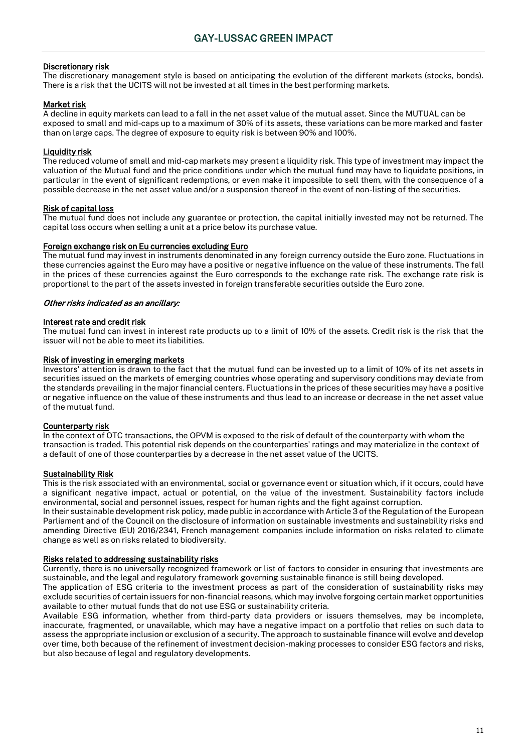#### Discretionary risk

The discretionary management style is based on anticipating the evolution of the different markets (stocks, bonds). There is a risk that the UCITS will not be invested at all times in the best performing markets.

#### Market risk

A decline in equity markets can lead to a fall in the net asset value of the mutual asset. Since the MUTUAL can be exposed to small and mid-caps up to a maximum of 30% of its assets, these variations can be more marked and faster than on large caps. The degree of exposure to equity risk is between 90% and 100%.

#### Liquidity risk

The reduced volume of small and mid-cap markets may present a liquidity risk. This type of investment may impact the valuation of the Mutual fund and the price conditions under which the mutual fund may have to liquidate positions, in particular in the event of significant redemptions, or even make it impossible to sell them, with the consequence of a possible decrease in the net asset value and/or a suspension thereof in the event of non-listing of the securities.

#### Risk of capital loss

The mutual fund does not include any guarantee or protection, the capital initially invested may not be returned. The capital loss occurs when selling a unit at a price below its purchase value.

#### Foreign exchange risk on Eu currencies excluding Euro

The mutual fund may invest in instruments denominated in any foreign currency outside the Euro zone. Fluctuations in these currencies against the Euro may have a positive or negative influence on the value of these instruments. The fall in the prices of these currencies against the Euro corresponds to the exchange rate risk. The exchange rate risk is proportional to the part of the assets invested in foreign transferable securities outside the Euro zone.

*Other risks indicated as an ancillary:*

#### Interest rate and credit risk

The mutual fund can invest in interest rate products up to a limit of 10% of the assets. Credit risk is the risk that the issuer will not be able to meet its liabilities.

#### Risk of investing in emerging markets

Investors' attention is drawn to the fact that the mutual fund can be invested up to a limit of 10% of its net assets in securities issued on the markets of emerging countries whose operating and supervisory conditions may deviate from the standards prevailing in the major financial centers. Fluctuations in the prices of these securities may have a positive or negative influence on the value of these instruments and thus lead to an increase or decrease in the net asset value of the mutual fund.

#### Counterparty risk

In the context of OTC transactions, the OPVM is exposed to the risk of default of the counterparty with whom the transaction is traded. This potential risk depends on the counterparties' ratings and may materialize in the context of a default of one of those counterparties by a decrease in the net asset value of the UCITS.

#### Sustainability Risk

This is the risk associated with an environmental, social or governance event or situation which, if it occurs, could have a significant negative impact, actual or potential, on the value of the investment. Sustainability factors include environmental, social and personnel issues, respect for human rights and the fight against corruption.

In their sustainable development risk policy, made public in accordance with Article 3 of the Regulation of the European Parliament and of the Council on the disclosure of information on sustainable investments and sustainability risks and amending Directive (EU) 2016/2341, French management companies include information on risks related to climate change as well as on risks related to biodiversity.

#### Risks related to addressing sustainability risks

Currently, there is no universally recognized framework or list of factors to consider in ensuring that investments are sustainable, and the legal and regulatory framework governing sustainable finance is still being developed.

The application of ESG criteria to the investment process as part of the consideration of sustainability risks may exclude securities of certain issuers for non-financial reasons, which may involve forgoing certain market opportunities available to other mutual funds that do not use ESG or sustainability criteria.

Available ESG information, whether from third-party data providers or issuers themselves, may be incomplete, inaccurate, fragmented, or unavailable, which may have a negative impact on a portfolio that relies on such data to assess the appropriate inclusion or exclusion of a security. The approach to sustainable finance will evolve and develop over time, both because of the refinement of investment decision-making processes to consider ESG factors and risks, but also because of legal and regulatory developments.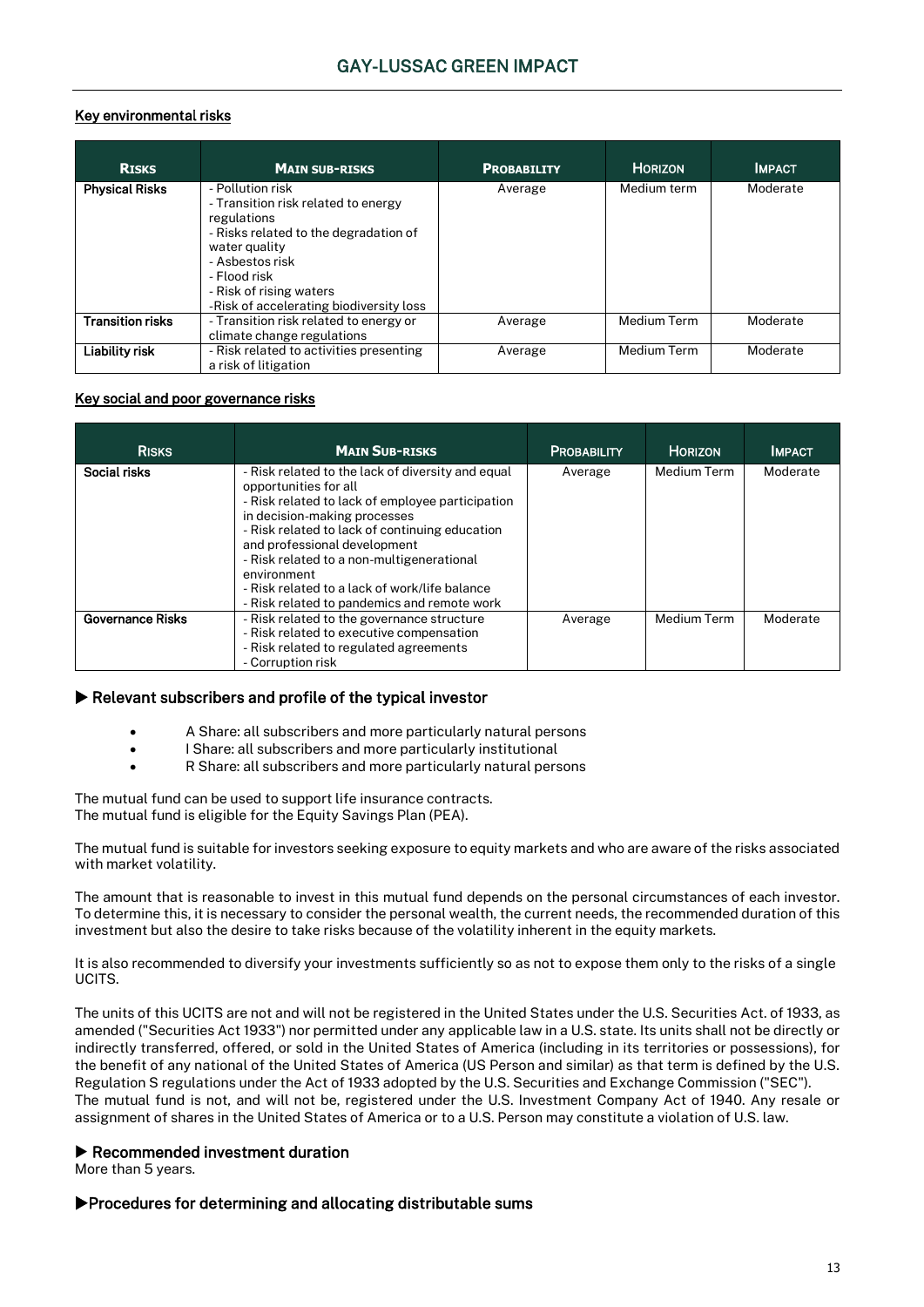### Key environmental risks

| Risks | Main sub-risks | Probability | Horizon | Impact |
| --- | --- | --- | --- | --- |
| Physical Risks | - Pollution risk<br>- Transition risk related to energy regulations<br>- Risks related to the degradation of water quality<br>- Asbestos risk<br>- Flood risk<br>- Risk of rising waters<br>-Risk of accelerating biodiversity loss | Average | Medium term | Moderate |
| Transition risks | - Transition risk related to energy or climate change regulations | Average | Medium Term | Moderate |
| Liability risk | - Risk related to activities presenting a risk of litigation | Average | Medium Term | Moderate |

### Key social and poor governance risks

| Risks | Main Sub-risks | Probability | Horizon | Impact |
| --- | --- | --- | --- | --- |
| Social risks | - Risk related to the lack of diversity and equal opportunities for all<br>- Risk related to lack of employee participation in decision-making processes<br>- Risk related to lack of continuing education and professional development<br>- Risk related to a non-multigenerational environment<br>- Risk related to a lack of work/life balance<br>- Risk related to pandemics and remote work | Average | Medium Term | Moderate |
| Governance Risks | - Risk related to the governance structure<br>- Risk related to executive compensation<br>- Risk related to regulated agreements<br>- Corruption risk | Average | Medium Term | Moderate |

### ▶ Relevant subscribers and profile of the typical investor

- A Share: all subscribers and more particularly natural persons
- I Share: all subscribers and more particularly institutional
- R Share: all subscribers and more particularly natural persons

The mutual fund can be used to support life insurance contracts.
The mutual fund is eligible for the Equity Savings Plan (PEA).

The mutual fund is suitable for investors seeking exposure to equity markets and who are aware of the risks associated with market volatility.

The amount that is reasonable to invest in this mutual fund depends on the personal circumstances of each investor. To determine this, it is necessary to consider the personal wealth, the current needs, the recommended duration of this investment but also the desire to take risks because of the volatility inherent in the equity markets.

It is also recommended to diversify your investments sufficiently so as not to expose them only to the risks of a single UCITS.

The units of this UCITS are not and will not be registered in the United States under the U.S. Securities Act. of 1933, as amended ("Securities Act 1933") nor permitted under any applicable law in a U.S. state. Its units shall not be directly or indirectly transferred, offered, or sold in the United States of America (including in its territories or possessions), for the benefit of any national of the United States of America (US Person and similar) as that term is defined by the U.S. Regulation S regulations under the Act of 1933 adopted by the U.S. Securities and Exchange Commission ("SEC").
The mutual fund is not, and will not be, registered under the U.S. Investment Company Act of 1940. Any resale or assignment of shares in the United States of America or to a U.S. Person may constitute a violation of U.S. law.

### ▶ Recommended investment duration

More than 5 years.

### ▶Procedures for determining and allocating distributable sums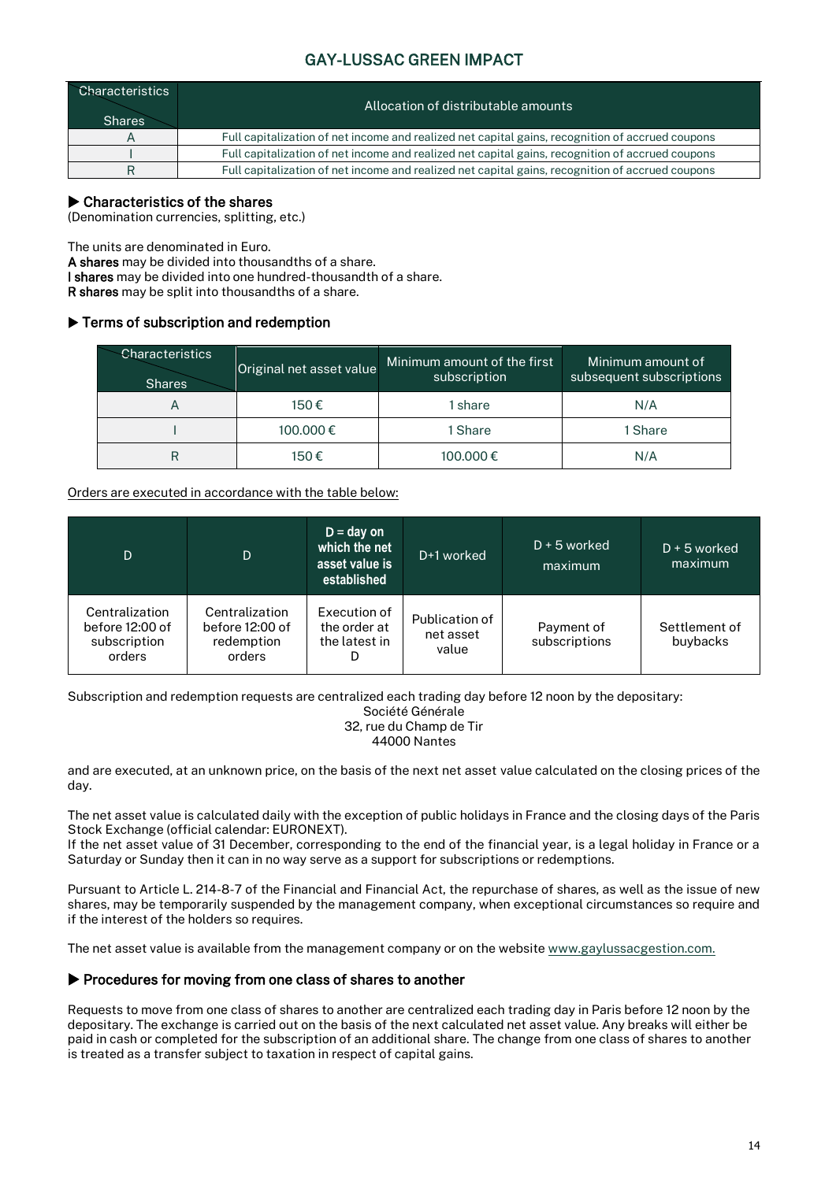| Characteristics / Shares | Allocation of distributable amounts |
|---|---|
| A | Full capitalization of net income and realized net capital gains, recognition of accrued coupons |
| I | Full capitalization of net income and realized net capital gains, recognition of accrued coupons |
| R | Full capitalization of net income and realized net capital gains, recognition of accrued coupons |

### ▶ Characteristics of the shares

(Denomination currencies, splitting, etc.)

The units are denominated in Euro.
**A shares** may be divided into thousandths of a share.
**I shares** may be divided into one hundred-thousandth of a share.
**R shares** may be split into thousandths of a share.

### ▶ Terms of subscription and redemption

| Characteristics / Shares | Original net asset value | Minimum amount of the first subscription | Minimum amount of subsequent subscriptions |
|---|---|---|---|
| A | 150 € | 1 share | N/A |
| I | 100.000 € | 1 Share | 1 Share |
| R | 150 € | 100.000 € | N/A |

Orders are executed in accordance with the table below:

| D | D | **D = day on which the net asset value is established** | D+1 worked | D + 5 worked maximum | D + 5 worked maximum |
|---|---|---|---|---|---|
| Centralization before 12:00 of subscription orders | Centralization before 12:00 of redemption orders | Execution of the order at the latest in D | Publication of net asset value | Payment of subscriptions | Settlement of buybacks |

Subscription and redemption requests are centralized each trading day before 12 noon by the depositary:

Société Générale
32, rue du Champ de Tir
44000 Nantes

and are executed, at an unknown price, on the basis of the next net asset value calculated on the closing prices of the day.

The net asset value is calculated daily with the exception of public holidays in France and the closing days of the Paris Stock Exchange (official calendar: EURONEXT).
If the net asset value of 31 December, corresponding to the end of the financial year, is a legal holiday in France or a Saturday or Sunday then it can in no way serve as a support for subscriptions or redemptions.

Pursuant to Article L. 214-8-7 of the Financial and Financial Act, the repurchase of shares, as well as the issue of new shares, may be temporarily suspended by the management company, when exceptional circumstances so require and if the interest of the holders so requires.

The net asset value is available from the management company or on the website www.gaylussacgestion.com.

### ▶ Procedures for moving from one class of shares to another

Requests to move from one class of shares to another are centralized each trading day in Paris before 12 noon by the depositary. The exchange is carried out on the basis of the next calculated net asset value. Any breaks will either be paid in cash or completed for the subscription of an additional share. The change from one class of shares to another is treated as a transfer subject to taxation in respect of capital gains.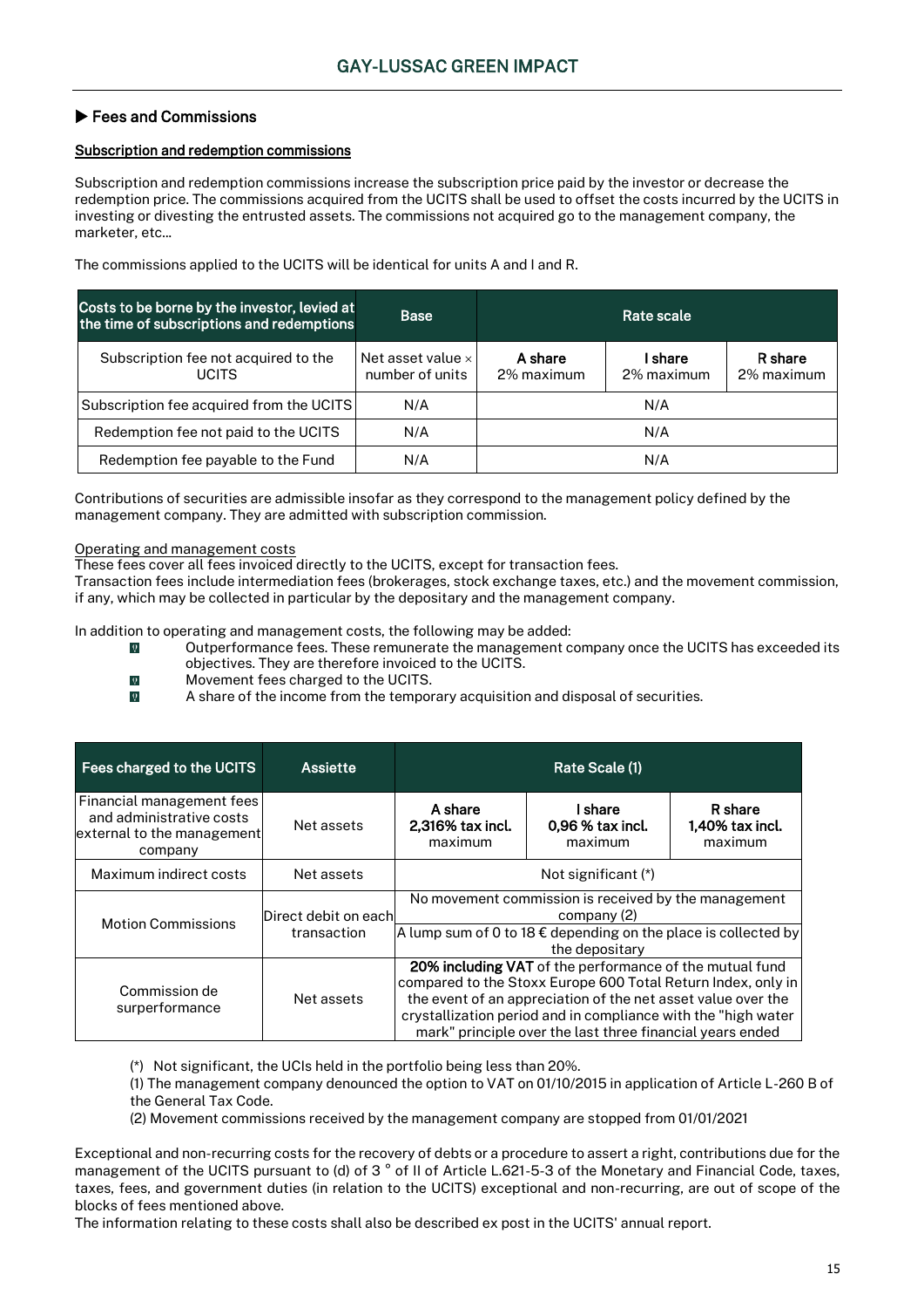# GAY-LUSSAC GREEN IMPACT

## ▶ Fees and Commissions

### Subscription and redemption commissions

Subscription and redemption commissions increase the subscription price paid by the investor or decrease the redemption price. The commissions acquired from the UCITS shall be used to offset the costs incurred by the UCITS in investing or divesting the entrusted assets. The commissions not acquired go to the management company, the marketer, etc...

The commissions applied to the UCITS will be identical for units A and I and R.

| Costs to be borne by the investor, levied at the time of subscriptions and redemptions | Base | Rate scale | | |
|---|---|---|---|---|
| Subscription fee not acquired to the UCITS | Net asset value × number of units | A share 2% maximum | I share 2% maximum | R share 2% maximum |
| Subscription fee acquired from the UCITS | N/A | N/A | | |
| Redemption fee not paid to the UCITS | N/A | N/A | | |
| Redemption fee payable to the Fund | N/A | N/A | | |

Contributions of securities are admissible insofar as they correspond to the management policy defined by the management company. They are admitted with subscription commission.

Operating and management costs

These fees cover all fees invoiced directly to the UCITS, except for transaction fees.

Transaction fees include intermediation fees (brokerages, stock exchange taxes, etc.) and the movement commission, if any, which may be collected in particular by the depositary and the management company.

In addition to operating and management costs, the following may be added:

- Outperformance fees. These remunerate the management company once the UCITS has exceeded its objectives. They are therefore invoiced to the UCITS.
- Movement fees charged to the UCITS.
- A share of the income from the temporary acquisition and disposal of securities.

| Fees charged to the UCITS | Assiette | Rate Scale (1) | | |
|---|---|---|---|---|
| Financial management fees and administrative costs external to the management company | Net assets | A share 2,316% tax incl. maximum | I share 0,96 % tax incl. maximum | R share 1,40% tax incl. maximum |
| Maximum indirect costs | Net assets | Not significant (*) | | |
| Motion Commissions | Direct debit on each transaction | No movement commission is received by the management company (2) | | |
| | | A lump sum of 0 to 18 € depending on the place is collected by the depositary | | |
| Commission de surperformance | Net assets | **20% including VAT** of the performance of the mutual fund compared to the Stoxx Europe 600 Total Return Index, only in the event of an appreciation of the net asset value over the crystallization period and in compliance with the "high water mark" principle over the last three financial years ended | | |

(*) Not significant, the UCIs held in the portfolio being less than 20%.

(1) The management company denounced the option to VAT on 01/10/2015 in application of Article L-260 B of the General Tax Code.

(2) Movement commissions received by the management company are stopped from 01/01/2021

Exceptional and non-recurring costs for the recovery of debts or a procedure to assert a right, contributions due for the management of the UCITS pursuant to (d) of 3 ° of II of Article L.621-5-3 of the Monetary and Financial Code, taxes, taxes, fees, and government duties (in relation to the UCITS) exceptional and non-recurring, are out of scope of the blocks of fees mentioned above.

The information relating to these costs shall also be described ex post in the UCITS' annual report.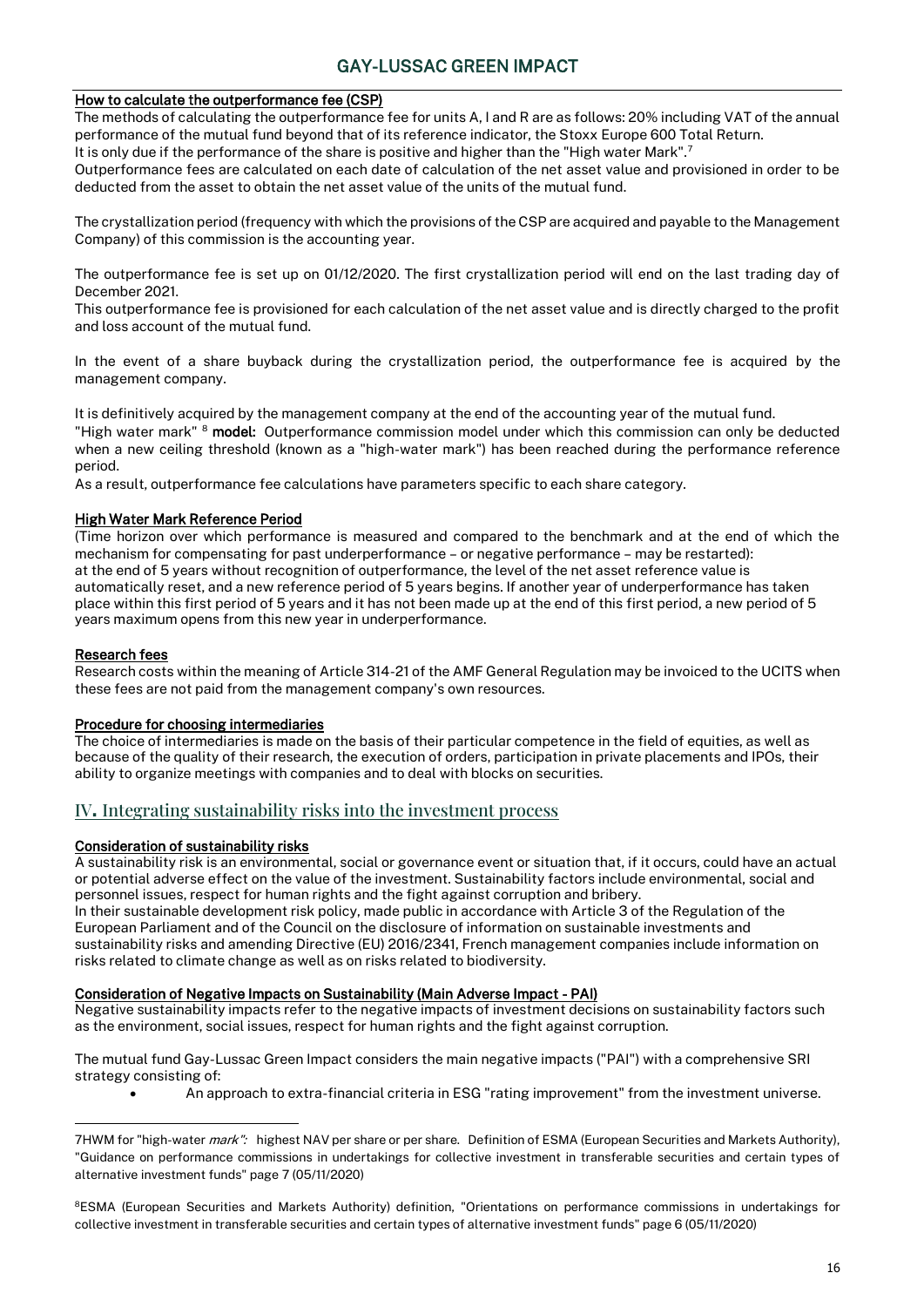#### How to calculate the outperformance fee (CSP)

The methods of calculating the outperformance fee for units A, I and R are as follows: 20% including VAT of the annual performance of the mutual fund beyond that of its reference indicator, the Stoxx Europe 600 Total Return.
It is only due if the performance of the share is positive and higher than the "High water Mark".[7]
Outperformance fees are calculated on each date of calculation of the net asset value and provisioned in order to be deducted from the asset to obtain the net asset value of the units of the mutual fund.

The crystallization period (frequency with which the provisions of the CSP are acquired and payable to the Management Company) of this commission is the accounting year.

The outperformance fee is set up on 01/12/2020. The first crystallization period will end on the last trading day of December 2021.
This outperformance fee is provisioned for each calculation of the net asset value and is directly charged to the profit and loss account of the mutual fund.

In the event of a share buyback during the crystallization period, the outperformance fee is acquired by the management company.

It is definitively acquired by the management company at the end of the accounting year of the mutual fund.
"High water mark" [8] **model:** Outperformance commission model under which this commission can only be deducted when a new ceiling threshold (known as a "high-water mark") has been reached during the performance reference period.
As a result, outperformance fee calculations have parameters specific to each share category.

#### High Water Mark Reference Period

(Time horizon over which performance is measured and compared to the benchmark and at the end of which the mechanism for compensating for past underperformance – or negative performance – may be restarted):
at the end of 5 years without recognition of outperformance, the level of the net asset reference value is automatically reset, and a new reference period of 5 years begins. If another year of underperformance has taken place within this first period of 5 years and it has not been made up at the end of this first period, a new period of 5 years maximum opens from this new year in underperformance.

#### Research fees

Research costs within the meaning of Article 314-21 of the AMF General Regulation may be invoiced to the UCITS when these fees are not paid from the management company's own resources.

#### Procedure for choosing intermediaries

The choice of intermediaries is made on the basis of their particular competence in the field of equities, as well as because of the quality of their research, the execution of orders, participation in private placements and IPOs, their ability to organize meetings with companies and to deal with blocks on securities.

## IV. Integrating sustainability risks into the investment process

#### Consideration of sustainability risks

A sustainability risk is an environmental, social or governance event or situation that, if it occurs, could have an actual or potential adverse effect on the value of the investment. Sustainability factors include environmental, social and personnel issues, respect for human rights and the fight against corruption and bribery.
In their sustainable development risk policy, made public in accordance with Article 3 of the Regulation of the European Parliament and of the Council on the disclosure of information on sustainable investments and sustainability risks and amending Directive (EU) 2016/2341, French management companies include information on risks related to climate change as well as on risks related to biodiversity.

#### Consideration of Negative Impacts on Sustainability (Main Adverse Impact - PAI)

Negative sustainability impacts refer to the negative impacts of investment decisions on sustainability factors such as the environment, social issues, respect for human rights and the fight against corruption.

The mutual fund Gay-Lussac Green Impact considers the main negative impacts ("PAI") with a comprehensive SRI strategy consisting of:

- An approach to extra-financial criteria in ESG "rating improvement" from the investment universe.

---

7HWM for "high-water *mark":* highest NAV per share or per share. Definition of ESMA (European Securities and Markets Authority), "Guidance on performance commissions in undertakings for collective investment in transferable securities and certain types of alternative investment funds" page 7 (05/11/2020)

8ESMA (European Securities and Markets Authority) definition, "Orientations on performance commissions in undertakings for collective investment in transferable securities and certain types of alternative investment funds" page 6 (05/11/2020)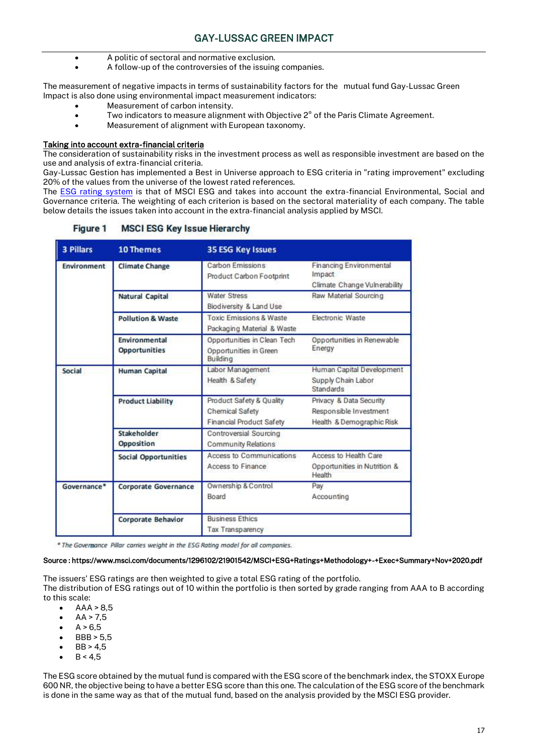- A politic of sectoral and normative exclusion.
- A follow-up of the controversies of the issuing companies.

The measurement of negative impacts in terms of sustainability factors for the mutual fund Gay-Lussac Green Impact is also done using environmental impact measurement indicators:

- Measurement of carbon intensity.
- Two indicators to measure alignment with Objective 2° of the Paris Climate Agreement.
- Measurement of alignment with European taxonomy.

**Taking into account extra-financial criteria**

The consideration of sustainability risks in the investment process as well as responsible investment are based on the use and analysis of extra-financial criteria.

Gay-Lussac Gestion has implemented a Best in Universe approach to ESG criteria in "rating improvement" excluding 20% of the values from the universe of the lowest rated references.

The ESG rating system is that of MSCI ESG and takes into account the extra-financial Environmental, Social and Governance criteria. The weighting of each criterion is based on the sectoral materiality of each company. The table below details the issues taken into account in the extra-financial analysis applied by MSCI.

**Figure 1 MSCI ESG Key Issue Hierarchy**

| 3 Pillars | 10 Themes | 35 ESG Key Issues | |
|---|---|---|---|
| Environment | Climate Change | Carbon Emissions<br>Product Carbon Footprint | Financing Environmental Impact<br>Climate Change Vulnerability |
| | Natural Capital | Water Stress<br>Biodiversity & Land Use | Raw Material Sourcing |
| | Pollution & Waste | Toxic Emissions & Waste<br>Packaging Material & Waste | Electronic Waste |
| | Environmental Opportunities | Opportunities in Clean Tech<br>Opportunities in Green Building | Opportunities in Renewable Energy |
| Social | Human Capital | Labor Management<br>Health & Safety | Human Capital Development<br>Supply Chain Labor Standards |
| | Product Liability | Product Safety & Quality<br>Chemical Safety<br>Financial Product Safety | Privacy & Data Security<br>Responsible Investment<br>Health & Demographic Risk |
| | Stakeholder Opposition | Controversial Sourcing<br>Community Relations | |
| | Social Opportunities | Access to Communications<br>Access to Finance | Access to Health Care<br>Opportunities in Nutrition & Health |
| Governance* | Corporate Governance | Ownership & Control<br>Board | Pay<br>Accounting |
| | Corporate Behavior | Business Ethics<br>Tax Transparency | |

*\* The Governance Pillar carries weight in the ESG Rating model for all companies.*

**Source : https://www.msci.com/documents/1296102/21901542/MSCI+ESG+Ratings+Methodology+-+Exec+Summary+Nov+2020.pdf**

The issuers' ESG ratings are then weighted to give a total ESG rating of the portfolio.

The distribution of ESG ratings out of 10 within the portfolio is then sorted by grade ranging from AAA to B according to this scale:

- AAA > 8,5
- AA > 7,5
- A > 6,5
- BBB > 5,5
- BB > 4,5
- B < 4,5

The ESG score obtained by the mutual fund is compared with the ESG score of the benchmark index, the STOXX Europe 600 NR, the objective being to have a better ESG score than this one. The calculation of the ESG score of the benchmark is done in the same way as that of the mutual fund, based on the analysis provided by the MSCI ESG provider.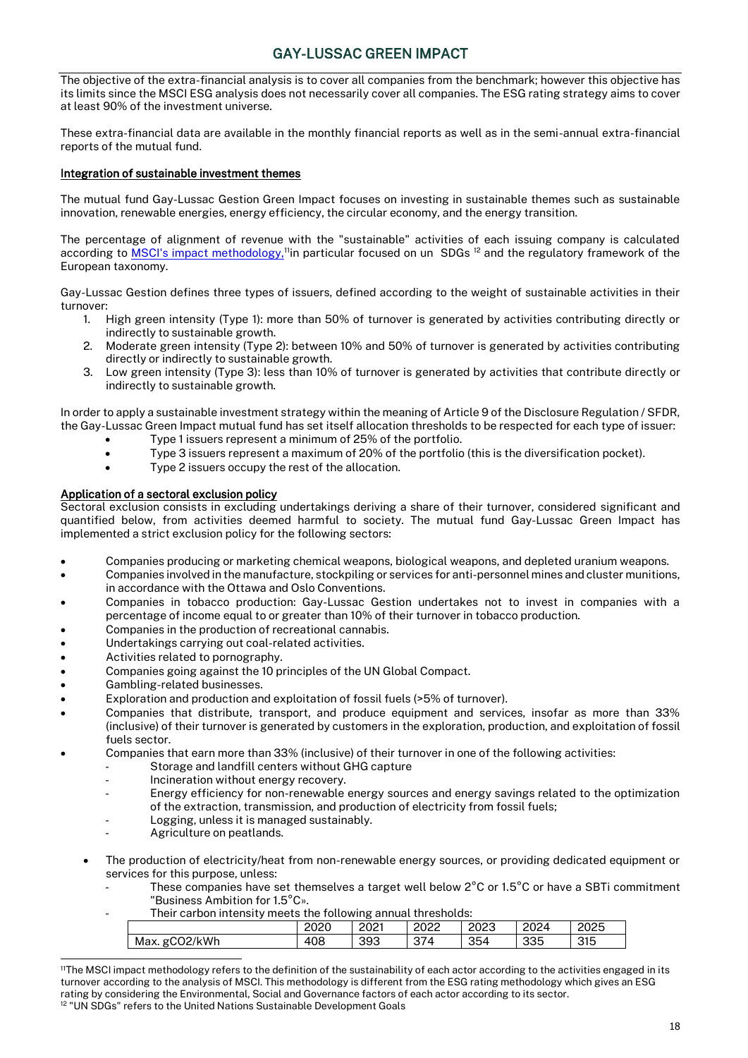## GAY-LUSSAC GREEN IMPACT

The objective of the extra-financial analysis is to cover all companies from the benchmark; however this objective has its limits since the MSCI ESG analysis does not necessarily cover all companies. The ESG rating strategy aims to cover at least 90% of the investment universe.

These extra-financial data are available in the monthly financial reports as well as in the semi-annual extra-financial reports of the mutual fund.

### Integration of sustainable investment themes

The mutual fund Gay-Lussac Gestion Green Impact focuses on investing in sustainable themes such as sustainable innovation, renewable energies, energy efficiency, the circular economy, and the energy transition.

The percentage of alignment of revenue with the "sustainable" activities of each issuing company is calculated according to MSCI's impact methodology,[11]in particular focused on un SDGs [12] and the regulatory framework of the European taxonomy.

Gay-Lussac Gestion defines three types of issuers, defined according to the weight of sustainable activities in their turnover:

1. High green intensity (Type 1): more than 50% of turnover is generated by activities contributing directly or indirectly to sustainable growth.
2. Moderate green intensity (Type 2): between 10% and 50% of turnover is generated by activities contributing directly or indirectly to sustainable growth.
3. Low green intensity (Type 3): less than 10% of turnover is generated by activities that contribute directly or indirectly to sustainable growth.

In order to apply a sustainable investment strategy within the meaning of Article 9 of the Disclosure Regulation / SFDR, the Gay-Lussac Green Impact mutual fund has set itself allocation thresholds to be respected for each type of issuer:

- Type 1 issuers represent a minimum of 25% of the portfolio.
- Type 3 issuers represent a maximum of 20% of the portfolio (this is the diversification pocket).
- Type 2 issuers occupy the rest of the allocation.

### Application of a sectoral exclusion policy

Sectoral exclusion consists in excluding undertakings deriving a share of their turnover, considered significant and quantified below, from activities deemed harmful to society. The mutual fund Gay-Lussac Green Impact has implemented a strict exclusion policy for the following sectors:

- Companies producing or marketing chemical weapons, biological weapons, and depleted uranium weapons.
- Companies involved in the manufacture, stockpiling or services for anti-personnel mines and cluster munitions, in accordance with the Ottawa and Oslo Conventions.
- Companies in tobacco production: Gay-Lussac Gestion undertakes not to invest in companies with a percentage of income equal to or greater than 10% of their turnover in tobacco production.
- Companies in the production of recreational cannabis.
- Undertakings carrying out coal-related activities.
- Activities related to pornography.
- Companies going against the 10 principles of the UN Global Compact.
- Gambling-related businesses.
- Exploration and production and exploitation of fossil fuels (>5% of turnover).
- Companies that distribute, transport, and produce equipment and services, insofar as more than 33% (inclusive) of their turnover is generated by customers in the exploration, production, and exploitation of fossil fuels sector.
- Companies that earn more than 33% (inclusive) of their turnover in one of the following activities:
  - Storage and landfill centers without GHG capture
  - Incineration without energy recovery.
  - Energy efficiency for non-renewable energy sources and energy savings related to the optimization of the extraction, transmission, and production of electricity from fossil fuels;
  - Logging, unless it is managed sustainably.
  - Agriculture on peatlands.
- The production of electricity/heat from non-renewable energy sources, or providing dedicated equipment or services for this purpose, unless:
  - These companies have set themselves a target well below 2°C or 1.5°C or have a SBTi commitment "Business Ambition for 1.5°C».
  - Their carbon intensity meets the following annual thresholds:

| | 2020 | 2021 | 2022 | 2023 | 2024 | 2025 |
|---|---|---|---|---|---|---|
| Max. gCO2/kWh | 408 | 393 | 374 | 354 | 335 | 315 |

[11]The MSCI impact methodology refers to the definition of the sustainability of each actor according to the activities engaged in its turnover according to the analysis of MSCI. This methodology is different from the ESG rating methodology which gives an ESG rating by considering the Environmental, Social and Governance factors of each actor according to its sector.

[12] "UN SDGs" refers to the United Nations Sustainable Development Goals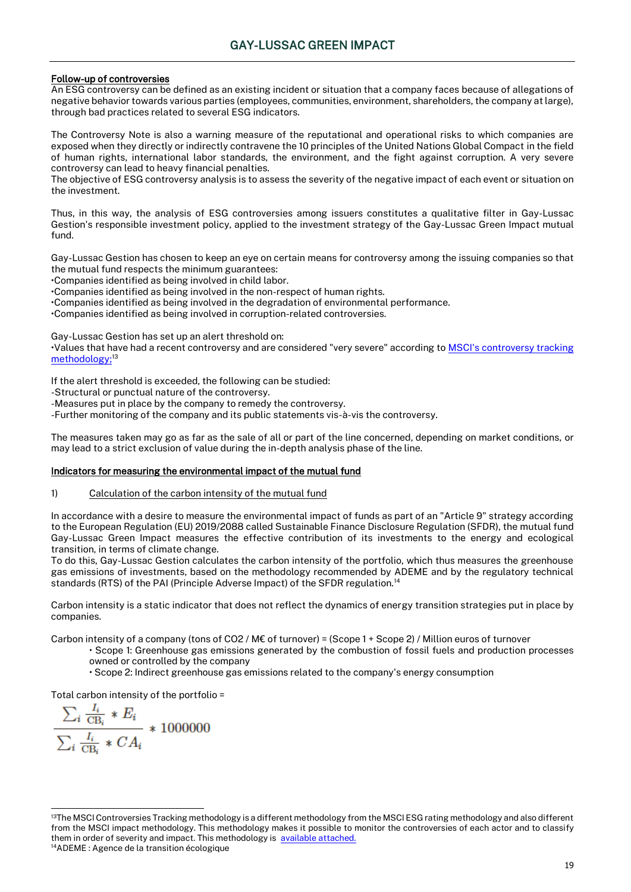**Follow-up of controversies**

An ESG controversy can be defined as an existing incident or situation that a company faces because of allegations of negative behavior towards various parties (employees, communities, environment, shareholders, the company at large), through bad practices related to several ESG indicators.

The Controversy Note is also a warning measure of the reputational and operational risks to which companies are exposed when they directly or indirectly contravene the 10 principles of the United Nations Global Compact in the field of human rights, international labor standards, the environment, and the fight against corruption. A very severe controversy can lead to heavy financial penalties.
The objective of ESG controversy analysis is to assess the severity of the negative impact of each event or situation on the investment.

Thus, in this way, the analysis of ESG controversies among issuers constitutes a qualitative filter in Gay-Lussac Gestion's responsible investment policy, applied to the investment strategy of the Gay-Lussac Green Impact mutual fund.

Gay-Lussac Gestion has chosen to keep an eye on certain means for controversy among the issuing companies so that the mutual fund respects the minimum guarantees:
•Companies identified as being involved in child labor.
•Companies identified as being involved in the non-respect of human rights.
•Companies identified as being involved in the degradation of environmental performance.
•Companies identified as being involved in corruption-related controversies.

Gay-Lussac Gestion has set up an alert threshold on:
•Values that have had a recent controversy and are considered "very severe" according to MSCI's controversy tracking methodology;[13]

If the alert threshold is exceeded, the following can be studied:
-Structural or punctual nature of the controversy.
-Measures put in place by the company to remedy the controversy.
-Further monitoring of the company and its public statements vis-à-vis the controversy.

The measures taken may go as far as the sale of all or part of the line concerned, depending on market conditions, or may lead to a strict exclusion of value during the in-depth analysis phase of the line.

**Indicators for measuring the environmental impact of the mutual fund**

1) Calculation of the carbon intensity of the mutual fund

In accordance with a desire to measure the environmental impact of funds as part of an "Article 9" strategy according to the European Regulation (EU) 2019/2088 called Sustainable Finance Disclosure Regulation (SFDR), the mutual fund Gay-Lussac Green Impact measures the effective contribution of its investments to the energy and ecological transition, in terms of climate change.
To do this, Gay-Lussac Gestion calculates the carbon intensity of the portfolio, which thus measures the greenhouse gas emissions of investments, based on the methodology recommended by ADEME and by the regulatory technical standards (RTS) of the PAI (Principle Adverse Impact) of the SFDR regulation.[14]

Carbon intensity is a static indicator that does not reflect the dynamics of energy transition strategies put in place by companies.

Carbon intensity of a company (tons of $CO_2$ / M€ of turnover) = (Scope 1 + Scope 2) / Million euros of turnover

- Scope 1: Greenhouse gas emissions generated by the combustion of fossil fuels and production processes owned or controlled by the company
- Scope 2: Indirect greenhouse gas emissions related to the company's energy consumption

Total carbon intensity of the portfolio =

$$\frac{\sum_i \frac{I_i}{\text{CB}_i} * E_i}{\sum_i \frac{I_i}{\text{CB}_i} * CA_i} * 1000000$$

---

[13] The MSCI Controversies Tracking methodology is a different methodology from the MSCI ESG rating methodology and also different from the MSCI impact methodology. This methodology makes it possible to monitor the controversies of each actor and to classify them in order of severity and impact. This methodology is available attached.

[14] ADEME : Agence de la transition écologique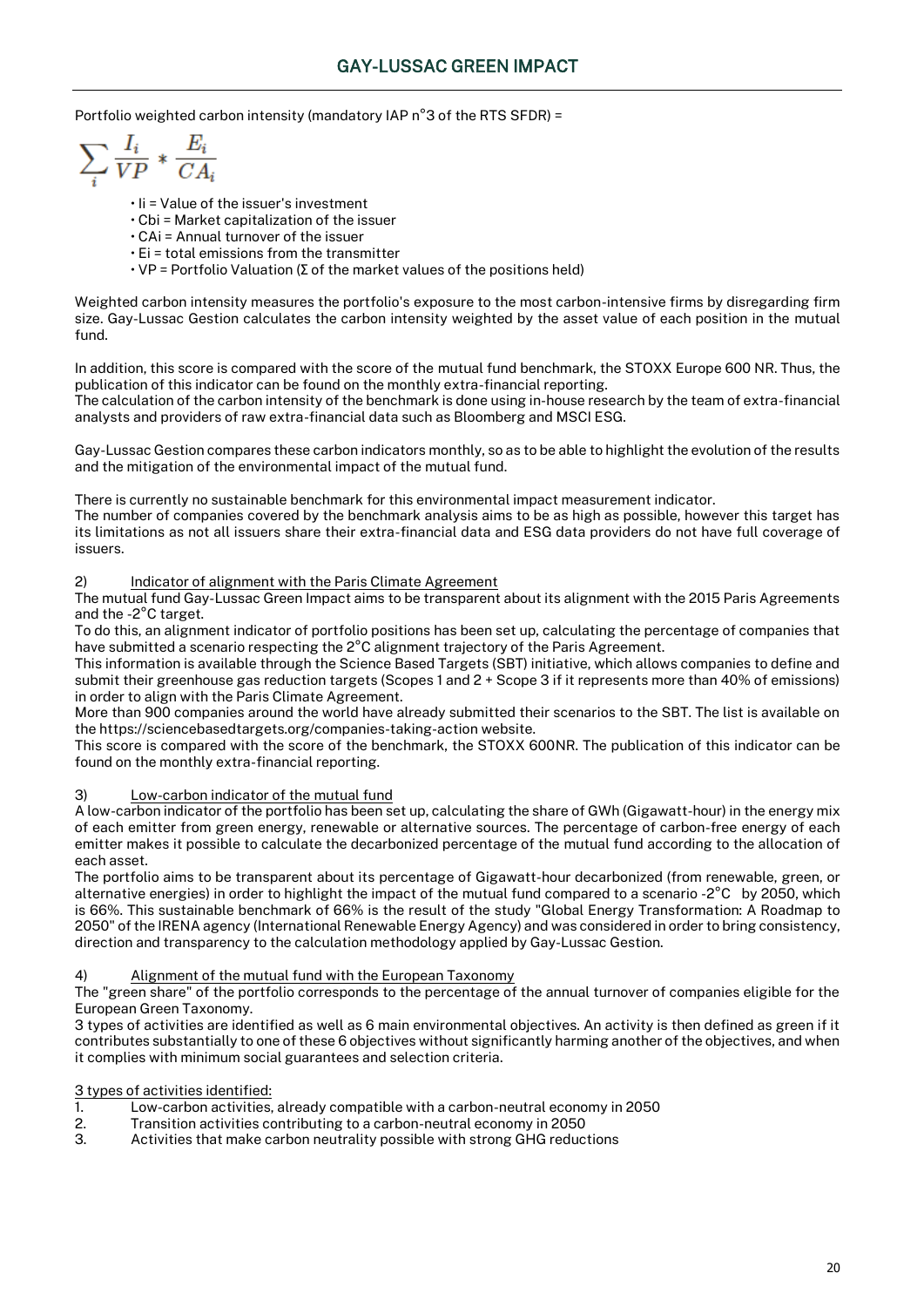Portfolio weighted carbon intensity (mandatory IAP n°3 of the RTS SFDR) =

$$\sum_i \frac{I_i}{VP} * \frac{E_i}{CA_i}$$

- Ii = Value of the issuer's investment
- Cbi = Market capitalization of the issuer
- CAi = Annual turnover of the issuer
- Ei = total emissions from the transmitter
- VP = Portfolio Valuation (Σ of the market values of the positions held)

Weighted carbon intensity measures the portfolio's exposure to the most carbon-intensive firms by disregarding firm size. Gay-Lussac Gestion calculates the carbon intensity weighted by the asset value of each position in the mutual fund.

In addition, this score is compared with the score of the mutual fund benchmark, the STOXX Europe 600 NR. Thus, the publication of this indicator can be found on the monthly extra-financial reporting.
The calculation of the carbon intensity of the benchmark is done using in-house research by the team of extra-financial analysts and providers of raw extra-financial data such as Bloomberg and MSCI ESG.

Gay-Lussac Gestion compares these carbon indicators monthly, so as to be able to highlight the evolution of the results and the mitigation of the environmental impact of the mutual fund.

There is currently no sustainable benchmark for this environmental impact measurement indicator.
The number of companies covered by the benchmark analysis aims to be as high as possible, however this target has its limitations as not all issuers share their extra-financial data and ESG data providers do not have full coverage of issuers.

2) Indicator of alignment with the Paris Climate Agreement

The mutual fund Gay-Lussac Green Impact aims to be transparent about its alignment with the 2015 Paris Agreements and the -2°C target.
To do this, an alignment indicator of portfolio positions has been set up, calculating the percentage of companies that have submitted a scenario respecting the 2°C alignment trajectory of the Paris Agreement.
This information is available through the Science Based Targets (SBT) initiative, which allows companies to define and submit their greenhouse gas reduction targets (Scopes 1 and 2 + Scope 3 if it represents more than 40% of emissions) in order to align with the Paris Climate Agreement.
More than 900 companies around the world have already submitted their scenarios to the SBT. The list is available on the https://sciencebasedtargets.org/companies-taking-action website.
This score is compared with the score of the benchmark, the STOXX 600NR. The publication of this indicator can be found on the monthly extra-financial reporting.

3) Low-carbon indicator of the mutual fund

A low-carbon indicator of the portfolio has been set up, calculating the share of GWh (Gigawatt-hour) in the energy mix of each emitter from green energy, renewable or alternative sources. The percentage of carbon-free energy of each emitter makes it possible to calculate the decarbonized percentage of the mutual fund according to the allocation of each asset.
The portfolio aims to be transparent about its percentage of Gigawatt-hour decarbonized (from renewable, green, or alternative energies) in order to highlight the impact of the mutual fund compared to a scenario -2°C by 2050, which is 66%. This sustainable benchmark of 66% is the result of the study "Global Energy Transformation: A Roadmap to 2050" of the IRENA agency (International Renewable Energy Agency) and was considered in order to bring consistency, direction and transparency to the calculation methodology applied by Gay-Lussac Gestion.

4) Alignment of the mutual fund with the European Taxonomy

The "green share" of the portfolio corresponds to the percentage of the annual turnover of companies eligible for the European Green Taxonomy.
3 types of activities are identified as well as 6 main environmental objectives. An activity is then defined as green if it contributes substantially to one of these 6 objectives without significantly harming another of the objectives, and when it complies with minimum social guarantees and selection criteria.

3 types of activities identified:

1. Low-carbon activities, already compatible with a carbon-neutral economy in 2050
2. Transition activities contributing to a carbon-neutral economy in 2050
3. Activities that make carbon neutrality possible with strong GHG reductions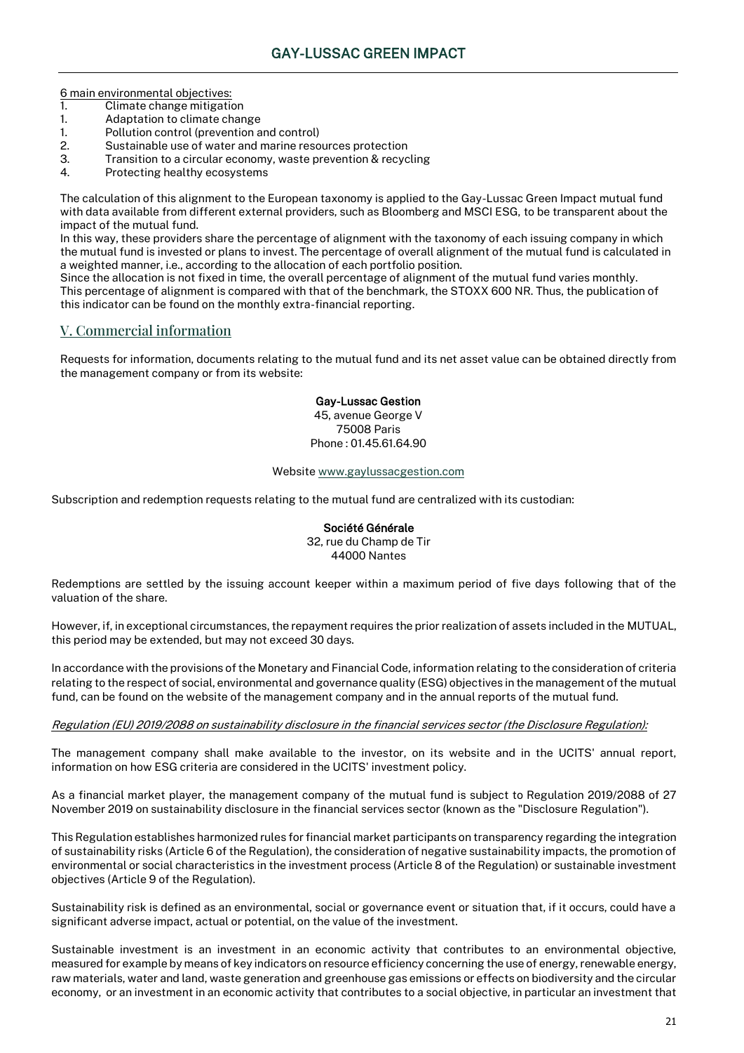6 main environmental objectives:

1. Climate change mitigation
1. Adaptation to climate change
1. Pollution control (prevention and control)
2. Sustainable use of water and marine resources protection
3. Transition to a circular economy, waste prevention & recycling
4. Protecting healthy ecosystems

The calculation of this alignment to the European taxonomy is applied to the Gay-Lussac Green Impact mutual fund with data available from different external providers, such as Bloomberg and MSCI ESG, to be transparent about the impact of the mutual fund.
In this way, these providers share the percentage of alignment with the taxonomy of each issuing company in which the mutual fund is invested or plans to invest. The percentage of overall alignment of the mutual fund is calculated in a weighted manner, i.e., according to the allocation of each portfolio position.
Since the allocation is not fixed in time, the overall percentage of alignment of the mutual fund varies monthly. This percentage of alignment is compared with that of the benchmark, the STOXX 600 NR. Thus, the publication of this indicator can be found on the monthly extra-financial reporting.

## V. Commercial information

Requests for information, documents relating to the mutual fund and its net asset value can be obtained directly from the management company or from its website:

**Gay-Lussac Gestion**
45, avenue George V
75008 Paris
Phone : 01.45.61.64.90

Website www.gaylussacgestion.com

Subscription and redemption requests relating to the mutual fund are centralized with its custodian:

**Société Générale**
32, rue du Champ de Tir
44000 Nantes

Redemptions are settled by the issuing account keeper within a maximum period of five days following that of the valuation of the share.

However, if, in exceptional circumstances, the repayment requires the prior realization of assets included in the MUTUAL, this period may be extended, but may not exceed 30 days.

In accordance with the provisions of the Monetary and Financial Code, information relating to the consideration of criteria relating to the respect of social, environmental and governance quality (ESG) objectives in the management of the mutual fund, can be found on the website of the management company and in the annual reports of the mutual fund.

*Regulation (EU) 2019/2088 on sustainability disclosure in the financial services sector (the Disclosure Regulation):*

The management company shall make available to the investor, on its website and in the UCITS' annual report, information on how ESG criteria are considered in the UCITS' investment policy.

As a financial market player, the management company of the mutual fund is subject to Regulation 2019/2088 of 27 November 2019 on sustainability disclosure in the financial services sector (known as the "Disclosure Regulation").

This Regulation establishes harmonized rules for financial market participants on transparency regarding the integration of sustainability risks (Article 6 of the Regulation), the consideration of negative sustainability impacts, the promotion of environmental or social characteristics in the investment process (Article 8 of the Regulation) or sustainable investment objectives (Article 9 of the Regulation).

Sustainability risk is defined as an environmental, social or governance event or situation that, if it occurs, could have a significant adverse impact, actual or potential, on the value of the investment.

Sustainable investment is an investment in an economic activity that contributes to an environmental objective, measured for example by means of key indicators on resource efficiency concerning the use of energy, renewable energy, raw materials, water and land, waste generation and greenhouse gas emissions or effects on biodiversity and the circular economy, or an investment in an economic activity that contributes to a social objective, in particular an investment that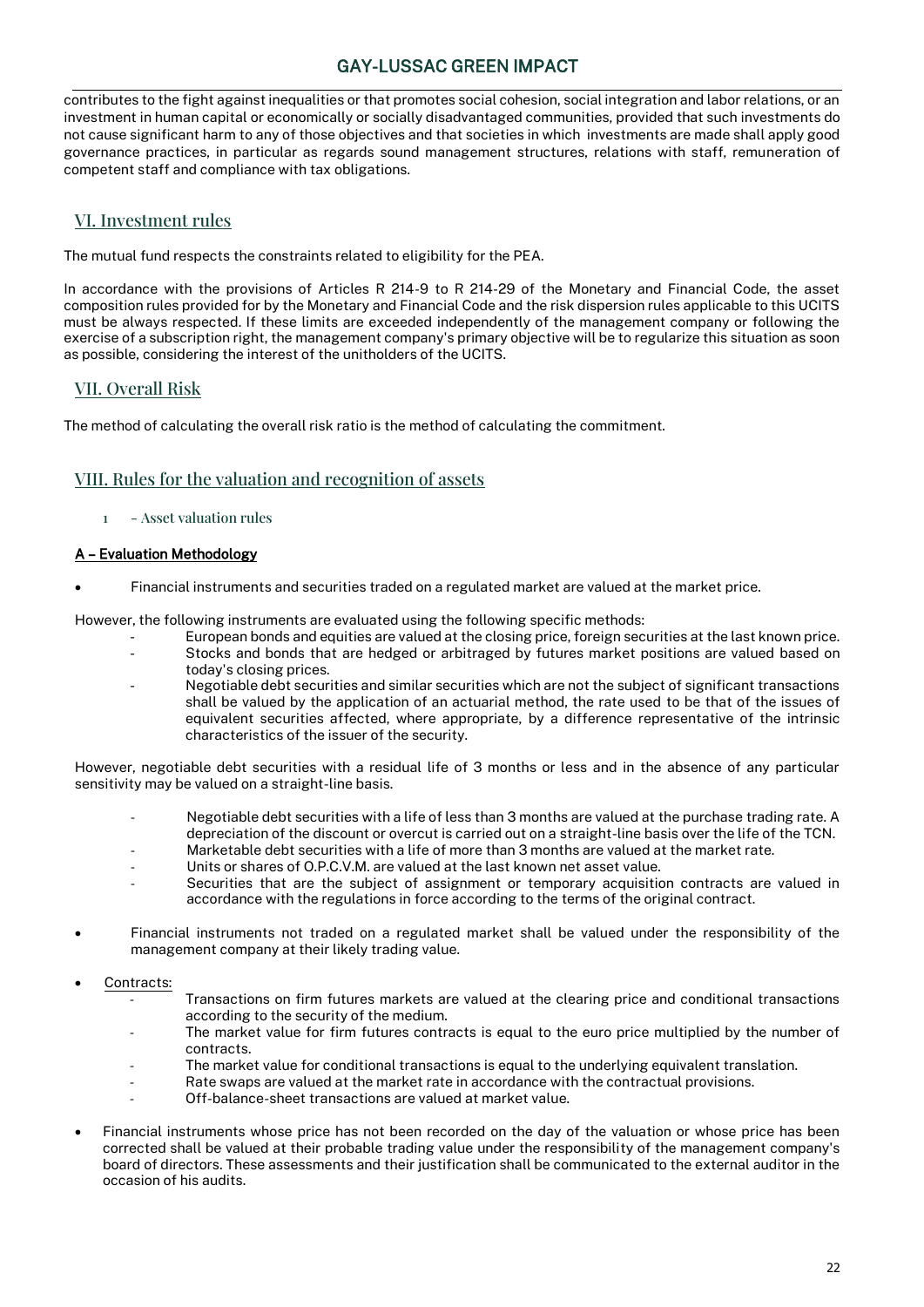contributes to the fight against inequalities or that promotes social cohesion, social integration and labor relations, or an investment in human capital or economically or socially disadvantaged communities, provided that such investments do not cause significant harm to any of those objectives and that societies in which investments are made shall apply good governance practices, in particular as regards sound management structures, relations with staff, remuneration of competent staff and compliance with tax obligations.

## VI. Investment rules

The mutual fund respects the constraints related to eligibility for the PEA.

In accordance with the provisions of Articles R 214-9 to R 214-29 of the Monetary and Financial Code, the asset composition rules provided for by the Monetary and Financial Code and the risk dispersion rules applicable to this UCITS must be always respected. If these limits are exceeded independently of the management company or following the exercise of a subscription right, the management company's primary objective will be to regularize this situation as soon as possible, considering the interest of the unitholders of the UCITS.

## VII. Overall Risk

The method of calculating the overall risk ratio is the method of calculating the commitment.

## VIII. Rules for the valuation and recognition of assets

### 1 – Asset valuation rules

**A – Evaluation Methodology**

- Financial instruments and securities traded on a regulated market are valued at the market price.

However, the following instruments are evaluated using the following specific methods:

- European bonds and equities are valued at the closing price, foreign securities at the last known price.
- Stocks and bonds that are hedged or arbitraged by futures market positions are valued based on today's closing prices.
- Negotiable debt securities and similar securities which are not the subject of significant transactions shall be valued by the application of an actuarial method, the rate used to be that of the issues of equivalent securities affected, where appropriate, by a difference representative of the intrinsic characteristics of the issuer of the security.

However, negotiable debt securities with a residual life of 3 months or less and in the absence of any particular sensitivity may be valued on a straight-line basis.

- Negotiable debt securities with a life of less than 3 months are valued at the purchase trading rate. A depreciation of the discount or overcut is carried out on a straight-line basis over the life of the TCN.
- Marketable debt securities with a life of more than 3 months are valued at the market rate.
- Units or shares of O.P.C.V.M. are valued at the last known net asset value.
- Securities that are the subject of assignment or temporary acquisition contracts are valued in accordance with the regulations in force according to the terms of the original contract.

- Financial instruments not traded on a regulated market shall be valued under the responsibility of the management company at their likely trading value.

- Contracts:
  - Transactions on firm futures markets are valued at the clearing price and conditional transactions according to the security of the medium.
  - The market value for firm futures contracts is equal to the euro price multiplied by the number of contracts.
  - The market value for conditional transactions is equal to the underlying equivalent translation.
  - Rate swaps are valued at the market rate in accordance with the contractual provisions.
  - Off-balance-sheet transactions are valued at market value.

- Financial instruments whose price has not been recorded on the day of the valuation or whose price has been corrected shall be valued at their probable trading value under the responsibility of the management company's board of directors. These assessments and their justification shall be communicated to the external auditor in the occasion of his audits.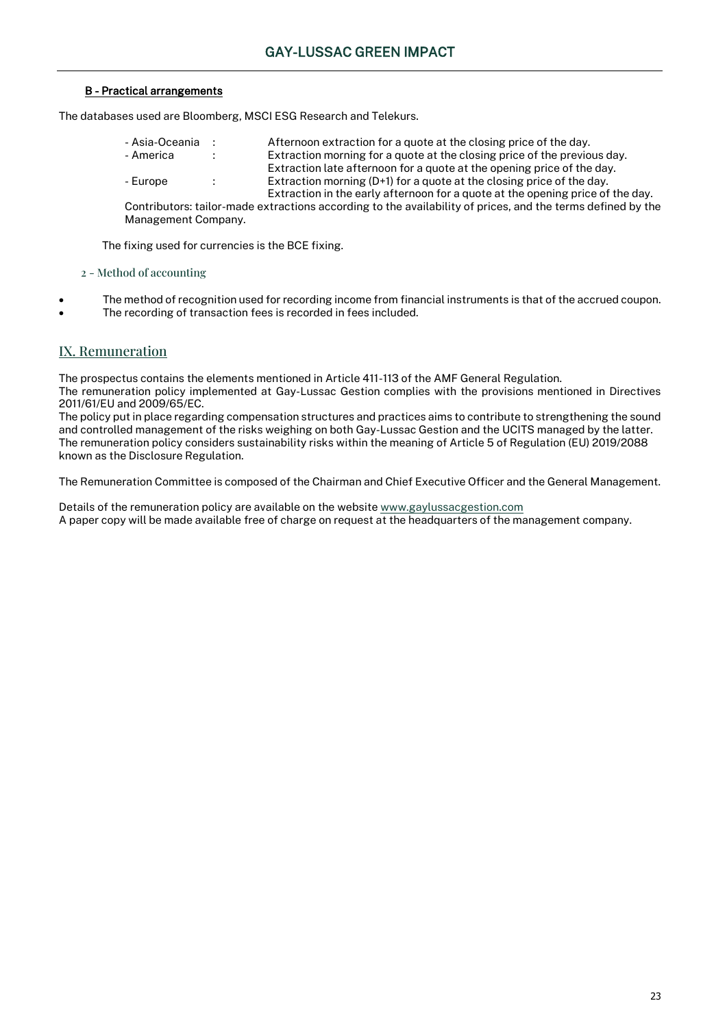#### B - Practical arrangements

The databases used are Bloomberg, MSCI ESG Research and Telekurs.

| | | |
|---|---|---|
| - Asia-Oceania | : | Afternoon extraction for a quote at the closing price of the day. |
| - America | : | Extraction morning for a quote at the closing price of the previous day. |
| | | Extraction late afternoon for a quote at the opening price of the day. |
| - Europe | : | Extraction morning (D+1) for a quote at the closing price of the day. |
| | | Extraction in the early afternoon for a quote at the opening price of the day. |

Contributors: tailor-made extractions according to the availability of prices, and the terms defined by the Management Company.

The fixing used for currencies is the BCE fixing.

### 2 - Method of accounting

- The method of recognition used for recording income from financial instruments is that of the accrued coupon.
- The recording of transaction fees is recorded in fees included.

## IX. Remuneration

The prospectus contains the elements mentioned in Article 411-113 of the AMF General Regulation.
The remuneration policy implemented at Gay-Lussac Gestion complies with the provisions mentioned in Directives 2011/61/EU and 2009/65/EC.
The policy put in place regarding compensation structures and practices aims to contribute to strengthening the sound and controlled management of the risks weighing on both Gay-Lussac Gestion and the UCITS managed by the latter.
The remuneration policy considers sustainability risks within the meaning of Article 5 of Regulation (EU) 2019/2088 known as the Disclosure Regulation.

The Remuneration Committee is composed of the Chairman and Chief Executive Officer and the General Management.

Details of the remuneration policy are available on the website www.gaylussacgestion.com
A paper copy will be made available free of charge on request at the headquarters of the management company.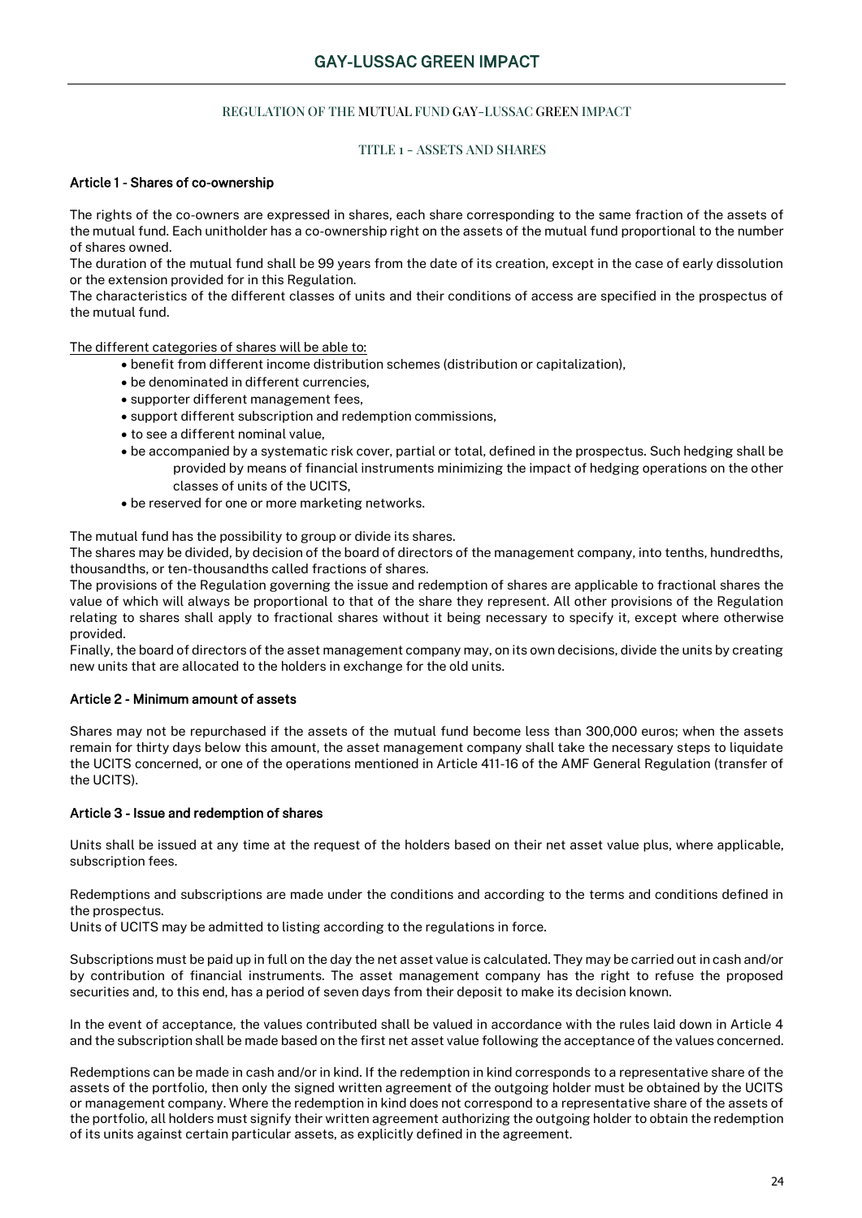## REGULATION OF THE MUTUAL FUND GAY-LUSSAC GREEN IMPACT

### TITLE 1 - ASSETS AND SHARES

#### Article 1 - Shares of co-ownership

The rights of the co-owners are expressed in shares, each share corresponding to the same fraction of the assets of the mutual fund. Each unitholder has a co-ownership right on the assets of the mutual fund proportional to the number of shares owned.
The duration of the mutual fund shall be 99 years from the date of its creation, except in the case of early dissolution or the extension provided for in this Regulation.
The characteristics of the different classes of units and their conditions of access are specified in the prospectus of the mutual fund.

The different categories of shares will be able to:

- benefit from different income distribution schemes (distribution or capitalization),
- be denominated in different currencies,
- supporter different management fees,
- support different subscription and redemption commissions,
- to see a different nominal value,
- be accompanied by a systematic risk cover, partial or total, defined in the prospectus. Such hedging shall be provided by means of financial instruments minimizing the impact of hedging operations on the other classes of units of the UCITS,
- be reserved for one or more marketing networks.

The mutual fund has the possibility to group or divide its shares.
The shares may be divided, by decision of the board of directors of the management company, into tenths, hundredths, thousandths, or ten-thousandths called fractions of shares.
The provisions of the Regulation governing the issue and redemption of shares are applicable to fractional shares the value of which will always be proportional to that of the share they represent. All other provisions of the Regulation relating to shares shall apply to fractional shares without it being necessary to specify it, except where otherwise provided.
Finally, the board of directors of the asset management company may, on its own decisions, divide the units by creating new units that are allocated to the holders in exchange for the old units.

#### Article 2 - Minimum amount of assets

Shares may not be repurchased if the assets of the mutual fund become less than 300,000 euros; when the assets remain for thirty days below this amount, the asset management company shall take the necessary steps to liquidate the UCITS concerned, or one of the operations mentioned in Article 411-16 of the AMF General Regulation (transfer of the UCITS).

#### Article 3 - Issue and redemption of shares

Units shall be issued at any time at the request of the holders based on their net asset value plus, where applicable, subscription fees.

Redemptions and subscriptions are made under the conditions and according to the terms and conditions defined in the prospectus.
Units of UCITS may be admitted to listing according to the regulations in force.

Subscriptions must be paid up in full on the day the net asset value is calculated. They may be carried out in cash and/or by contribution of financial instruments. The asset management company has the right to refuse the proposed securities and, to this end, has a period of seven days from their deposit to make its decision known.

In the event of acceptance, the values contributed shall be valued in accordance with the rules laid down in Article 4 and the subscription shall be made based on the first net asset value following the acceptance of the values concerned.

Redemptions can be made in cash and/or in kind. If the redemption in kind corresponds to a representative share of the assets of the portfolio, then only the signed written agreement of the outgoing holder must be obtained by the UCITS or management company. Where the redemption in kind does not correspond to a representative share of the assets of the portfolio, all holders must signify their written agreement authorizing the outgoing holder to obtain the redemption of its units against certain particular assets, as explicitly defined in the agreement.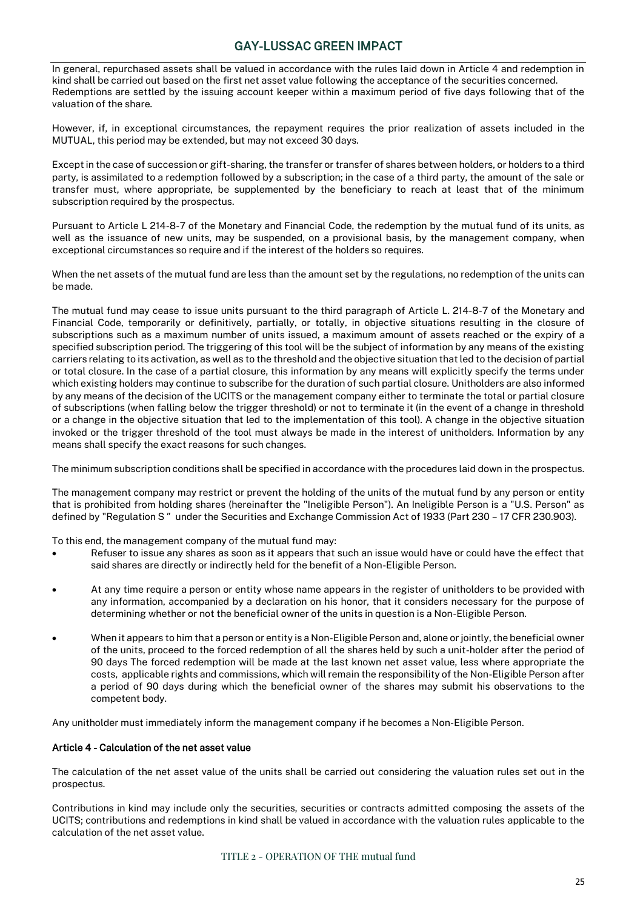In general, repurchased assets shall be valued in accordance with the rules laid down in Article 4 and redemption in kind shall be carried out based on the first net asset value following the acceptance of the securities concerned. Redemptions are settled by the issuing account keeper within a maximum period of five days following that of the valuation of the share.

However, if, in exceptional circumstances, the repayment requires the prior realization of assets included in the MUTUAL, this period may be extended, but may not exceed 30 days.

Except in the case of succession or gift-sharing, the transfer or transfer of shares between holders, or holders to a third party, is assimilated to a redemption followed by a subscription; in the case of a third party, the amount of the sale or transfer must, where appropriate, be supplemented by the beneficiary to reach at least that of the minimum subscription required by the prospectus.

Pursuant to Article L 214-8-7 of the Monetary and Financial Code, the redemption by the mutual fund of its units, as well as the issuance of new units, may be suspended, on a provisional basis, by the management company, when exceptional circumstances so require and if the interest of the holders so requires.

When the net assets of the mutual fund are less than the amount set by the regulations, no redemption of the units can be made.

The mutual fund may cease to issue units pursuant to the third paragraph of Article L. 214-8-7 of the Monetary and Financial Code, temporarily or definitively, partially, or totally, in objective situations resulting in the closure of subscriptions such as a maximum number of units issued, a maximum amount of assets reached or the expiry of a specified subscription period. The triggering of this tool will be the subject of information by any means of the existing carriers relating to its activation, as well as to the threshold and the objective situation that led to the decision of partial or total closure. In the case of a partial closure, this information by any means will explicitly specify the terms under which existing holders may continue to subscribe for the duration of such partial closure. Unitholders are also informed by any means of the decision of the UCITS or the management company either to terminate the total or partial closure of subscriptions (when falling below the trigger threshold) or not to terminate it (in the event of a change in threshold or a change in the objective situation that led to the implementation of this tool). A change in the objective situation invoked or the trigger threshold of the tool must always be made in the interest of unitholders. Information by any means shall specify the exact reasons for such changes.

The minimum subscription conditions shall be specified in accordance with the procedures laid down in the prospectus.

The management company may restrict or prevent the holding of the units of the mutual fund by any person or entity that is prohibited from holding shares (hereinafter the "Ineligible Person"). An Ineligible Person is a "U.S. Person" as defined by "Regulation S " under the Securities and Exchange Commission Act of 1933 (Part 230 – 17 CFR 230.903).

To this end, the management company of the mutual fund may:

- Refuser to issue any shares as soon as it appears that such an issue would have or could have the effect that said shares are directly or indirectly held for the benefit of a Non-Eligible Person.
- At any time require a person or entity whose name appears in the register of unitholders to be provided with any information, accompanied by a declaration on his honor, that it considers necessary for the purpose of determining whether or not the beneficial owner of the units in question is a Non-Eligible Person.
- When it appears to him that a person or entity is a Non-Eligible Person and, alone or jointly, the beneficial owner of the units, proceed to the forced redemption of all the shares held by such a unit-holder after the period of 90 days The forced redemption will be made at the last known net asset value, less where appropriate the costs, applicable rights and commissions, which will remain the responsibility of the Non-Eligible Person after a period of 90 days during which the beneficial owner of the shares may submit his observations to the competent body.

Any unitholder must immediately inform the management company if he becomes a Non-Eligible Person.

### Article 4 - Calculation of the net asset value

The calculation of the net asset value of the units shall be carried out considering the valuation rules set out in the prospectus.

Contributions in kind may include only the securities, securities or contracts admitted composing the assets of the UCITS; contributions and redemptions in kind shall be valued in accordance with the valuation rules applicable to the calculation of the net asset value.

## TITLE 2 - OPERATION OF THE mutual fund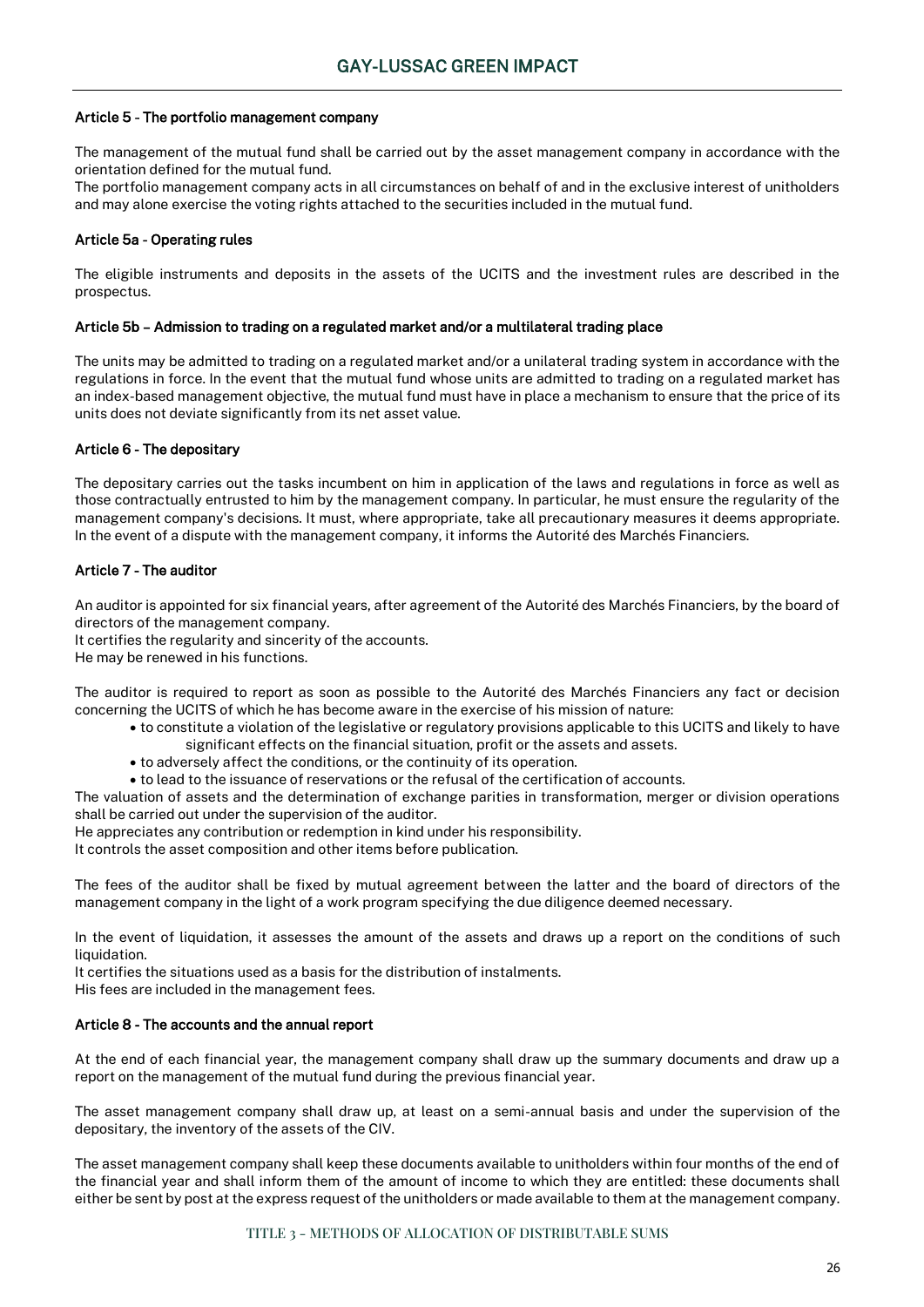### Article 5 - The portfolio management company

The management of the mutual fund shall be carried out by the asset management company in accordance with the orientation defined for the mutual fund.
The portfolio management company acts in all circumstances on behalf of and in the exclusive interest of unitholders and may alone exercise the voting rights attached to the securities included in the mutual fund.

### Article 5a - Operating rules

The eligible instruments and deposits in the assets of the UCITS and the investment rules are described in the prospectus.

### Article 5b – Admission to trading on a regulated market and/or a multilateral trading place

The units may be admitted to trading on a regulated market and/or a unilateral trading system in accordance with the regulations in force. In the event that the mutual fund whose units are admitted to trading on a regulated market has an index-based management objective, the mutual fund must have in place a mechanism to ensure that the price of its units does not deviate significantly from its net asset value.

### Article 6 - The depositary

The depositary carries out the tasks incumbent on him in application of the laws and regulations in force as well as those contractually entrusted to him by the management company. In particular, he must ensure the regularity of the management company's decisions. It must, where appropriate, take all precautionary measures it deems appropriate. In the event of a dispute with the management company, it informs the Autorité des Marchés Financiers.

### Article 7 - The auditor

An auditor is appointed for six financial years, after agreement of the Autorité des Marchés Financiers, by the board of directors of the management company.
It certifies the regularity and sincerity of the accounts.
He may be renewed in his functions.

The auditor is required to report as soon as possible to the Autorité des Marchés Financiers any fact or decision concerning the UCITS of which he has become aware in the exercise of his mission of nature:

- to constitute a violation of the legislative or regulatory provisions applicable to this UCITS and likely to have significant effects on the financial situation, profit or the assets and assets.
- to adversely affect the conditions, or the continuity of its operation.
- to lead to the issuance of reservations or the refusal of the certification of accounts.

The valuation of assets and the determination of exchange parities in transformation, merger or division operations shall be carried out under the supervision of the auditor.
He appreciates any contribution or redemption in kind under his responsibility.
It controls the asset composition and other items before publication.

The fees of the auditor shall be fixed by mutual agreement between the latter and the board of directors of the management company in the light of a work program specifying the due diligence deemed necessary.

In the event of liquidation, it assesses the amount of the assets and draws up a report on the conditions of such liquidation.
It certifies the situations used as a basis for the distribution of instalments.
His fees are included in the management fees.

### Article 8 - The accounts and the annual report

At the end of each financial year, the management company shall draw up the summary documents and draw up a report on the management of the mutual fund during the previous financial year.

The asset management company shall draw up, at least on a semi-annual basis and under the supervision of the depositary, the inventory of the assets of the CIV.

The asset management company shall keep these documents available to unitholders within four months of the end of the financial year and shall inform them of the amount of income to which they are entitled: these documents shall either be sent by post at the express request of the unitholders or made available to them at the management company.

## TITLE 3 - METHODS OF ALLOCATION OF DISTRIBUTABLE SUMS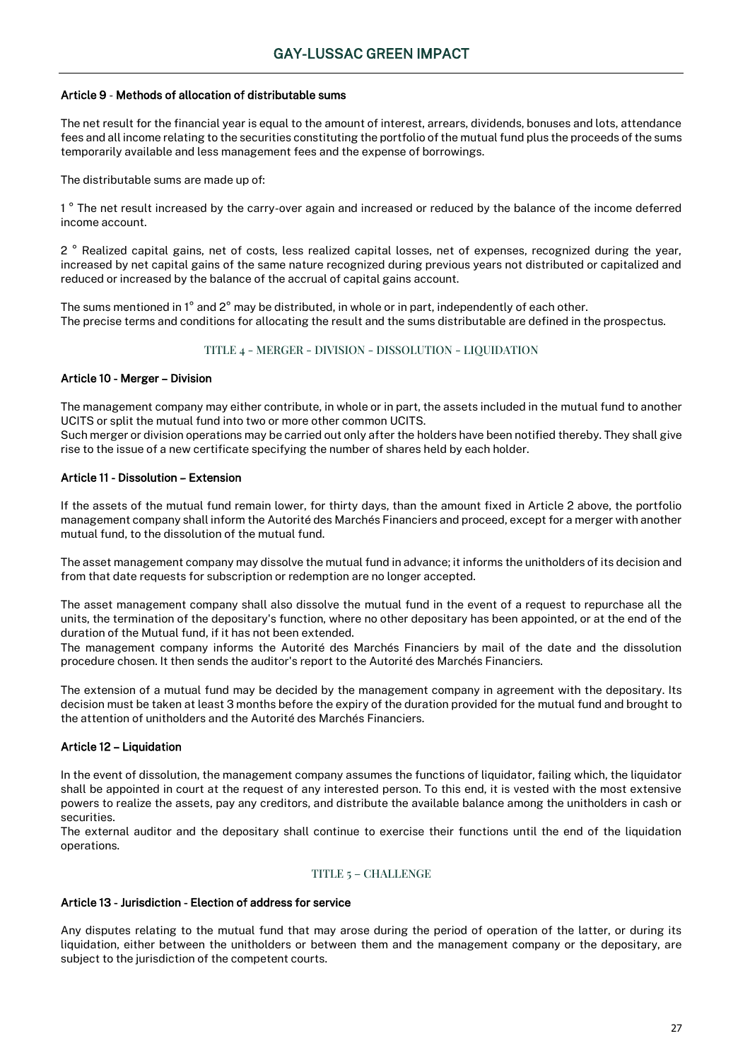#### Article 9 - Methods of allocation of distributable sums

The net result for the financial year is equal to the amount of interest, arrears, dividends, bonuses and lots, attendance fees and all income relating to the securities constituting the portfolio of the mutual fund plus the proceeds of the sums temporarily available and less management fees and the expense of borrowings.

The distributable sums are made up of:

1 ° The net result increased by the carry-over again and increased or reduced by the balance of the income deferred income account.

2 ° Realized capital gains, net of costs, less realized capital losses, net of expenses, recognized during the year, increased by net capital gains of the same nature recognized during previous years not distributed or capitalized and reduced or increased by the balance of the accrual of capital gains account.

The sums mentioned in 1° and 2° may be distributed, in whole or in part, independently of each other.
The precise terms and conditions for allocating the result and the sums distributable are defined in the prospectus.

### TITLE 4 - MERGER - DIVISION - DISSOLUTION - LIQUIDATION

#### Article 10 - Merger – Division

The management company may either contribute, in whole or in part, the assets included in the mutual fund to another UCITS or split the mutual fund into two or more other common UCITS.
Such merger or division operations may be carried out only after the holders have been notified thereby. They shall give rise to the issue of a new certificate specifying the number of shares held by each holder.

#### Article 11 - Dissolution – Extension

If the assets of the mutual fund remain lower, for thirty days, than the amount fixed in Article 2 above, the portfolio management company shall inform the Autorité des Marchés Financiers and proceed, except for a merger with another mutual fund, to the dissolution of the mutual fund.

The asset management company may dissolve the mutual fund in advance; it informs the unitholders of its decision and from that date requests for subscription or redemption are no longer accepted.

The asset management company shall also dissolve the mutual fund in the event of a request to repurchase all the units, the termination of the depositary's function, where no other depositary has been appointed, or at the end of the duration of the Mutual fund, if it has not been extended.
The management company informs the Autorité des Marchés Financiers by mail of the date and the dissolution procedure chosen. It then sends the auditor's report to the Autorité des Marchés Financiers.

The extension of a mutual fund may be decided by the management company in agreement with the depositary. Its decision must be taken at least 3 months before the expiry of the duration provided for the mutual fund and brought to the attention of unitholders and the Autorité des Marchés Financiers.

#### Article 12 – Liquidation

In the event of dissolution, the management company assumes the functions of liquidator, failing which, the liquidator shall be appointed in court at the request of any interested person. To this end, it is vested with the most extensive powers to realize the assets, pay any creditors, and distribute the available balance among the unitholders in cash or securities.
The external auditor and the depositary shall continue to exercise their functions until the end of the liquidation operations.

### TITLE 5 – CHALLENGE

#### Article 13 - Jurisdiction - Election of address for service

Any disputes relating to the mutual fund that may arose during the period of operation of the latter, or during its liquidation, either between the unitholders or between them and the management company or the depositary, are subject to the jurisdiction of the competent courts.